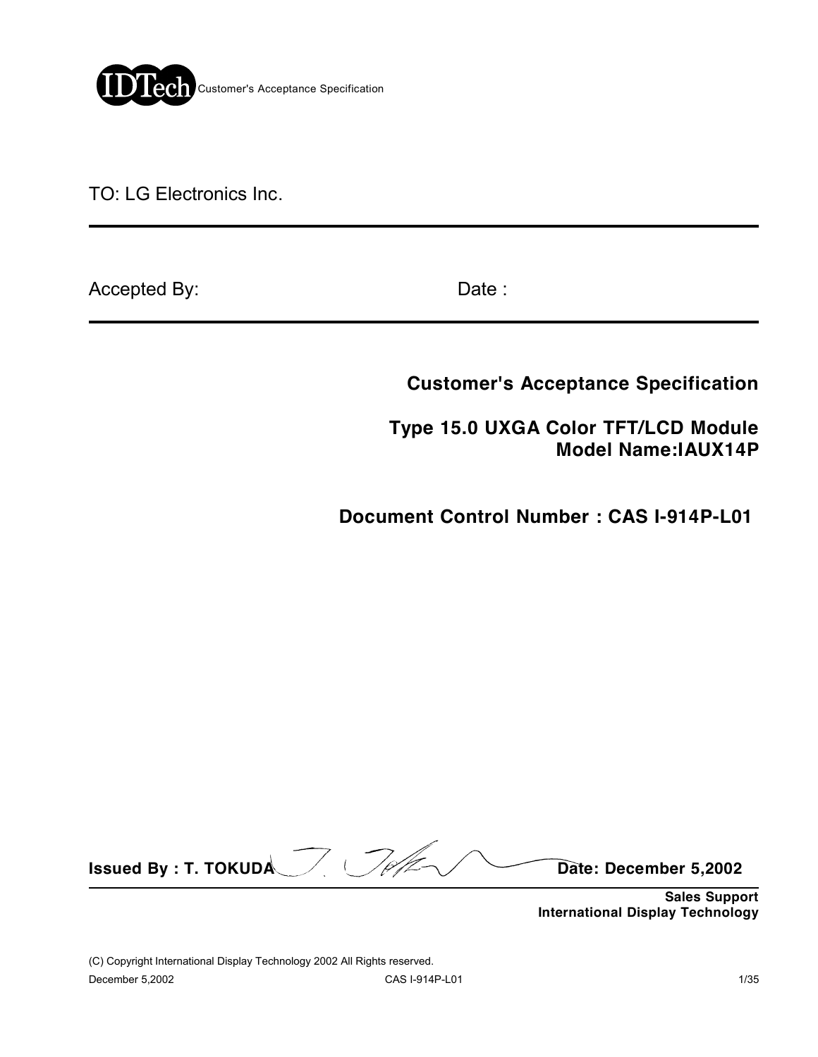TO: LG Electronics Inc.

---

Accepted By: Date :

---

## Customer's Acceptance Specification

## Type 15.0 UXGA Color TFT/LCD Module
## Model Name:IAUX14P

## Document Control Number : CAS I-914P-L01

**Issued By : T. TOKUDA** **Date: December 5,2002**

---

**Sales Support**
**International Display Technology**

(C) Copyright International Display Technology 2002 All Rights reserved.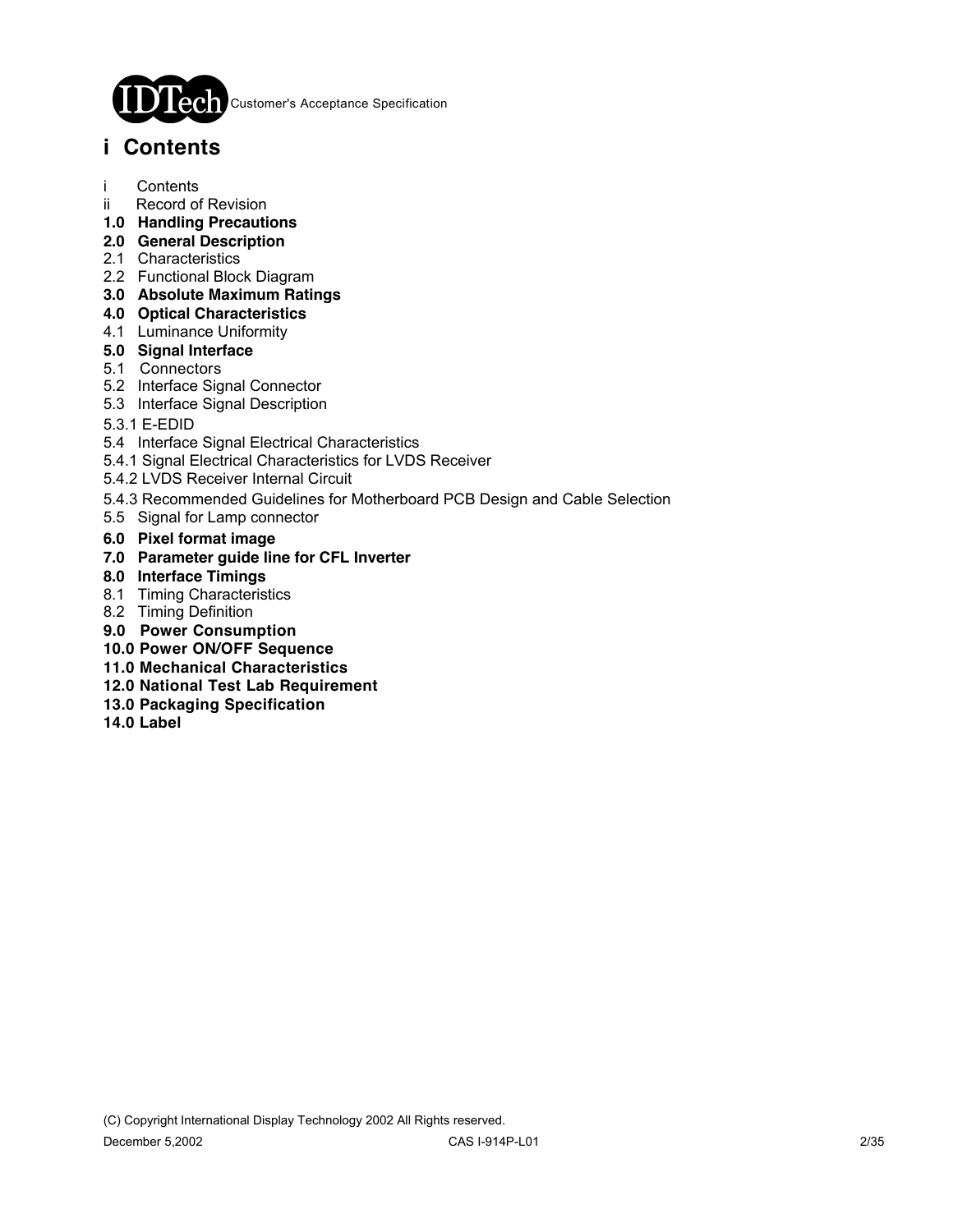# i Contents

i Contents
ii Record of Revision
**1.0 Handling Precautions**
**2.0 General Description**
2.1 Characteristics
2.2 Functional Block Diagram
**3.0 Absolute Maximum Ratings**
**4.0 Optical Characteristics**
4.1 Luminance Uniformity
**5.0 Signal Interface**
5.1 Connectors
5.2 Interface Signal Connector
5.3 Interface Signal Description
5.3.1 E-EDID
5.4 Interface Signal Electrical Characteristics
5.4.1 Signal Electrical Characteristics for LVDS Receiver
5.4.2 LVDS Receiver Internal Circuit
5.4.3 Recommended Guidelines for Motherboard PCB Design and Cable Selection
5.5 Signal for Lamp connector
**6.0 Pixel format image**
**7.0 Parameter guide line for CFL Inverter**
**8.0 Interface Timings**
8.1 Timing Characteristics
8.2 Timing Definition
**9.0 Power Consumption**
**10.0 Power ON/OFF Sequence**
**11.0 Mechanical Characteristics**
**12.0 National Test Lab Requirement**
**13.0 Packaging Specification**
**14.0 Label**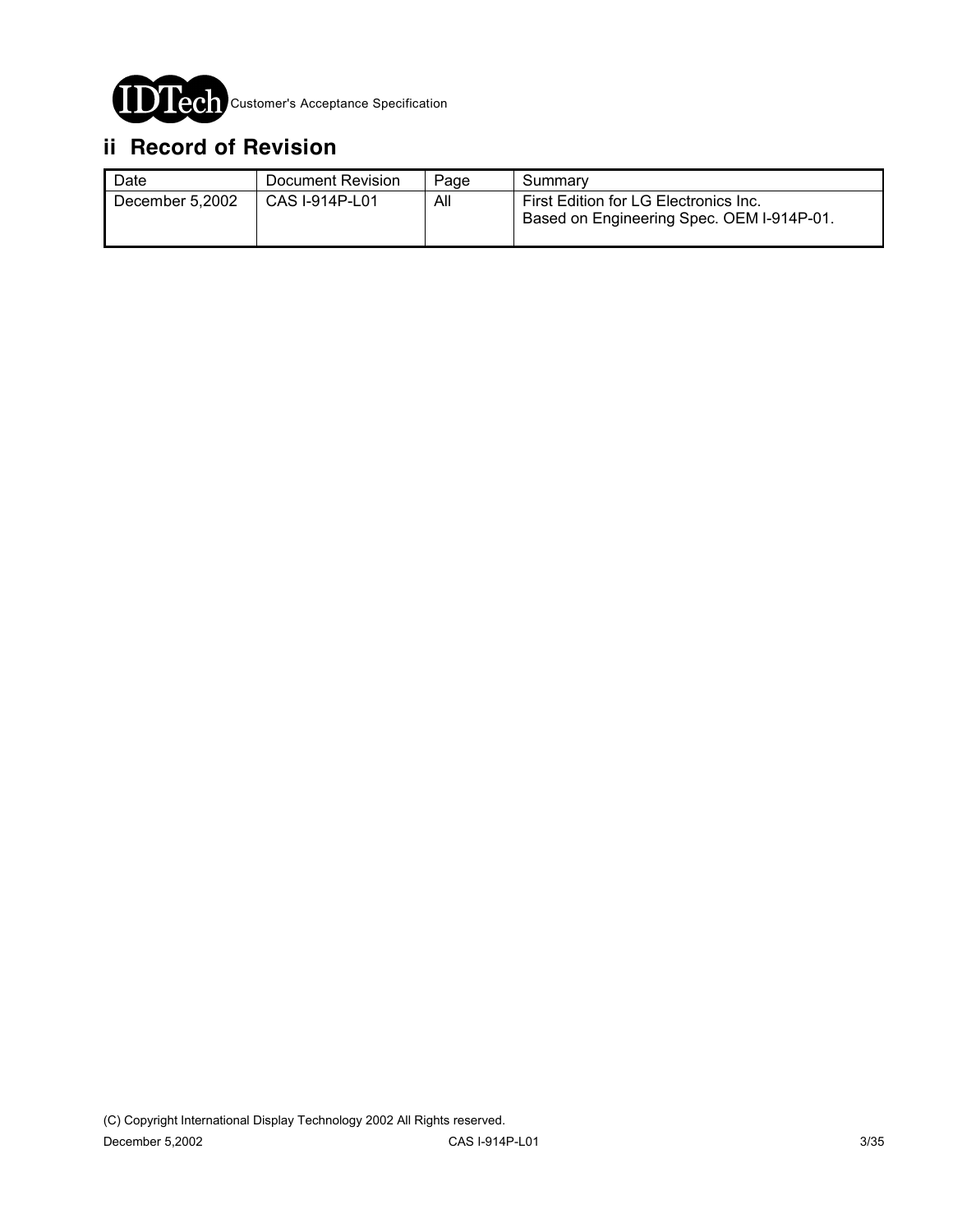## ii Record of Revision

| Date | Document Revision | Page | Summary |
|---|---|---|---|
| December 5,2002 | CAS I-914P-L01 | All | First Edition for LG Electronics Inc.<br>Based on Engineering Spec. OEM I-914P-01. |

(C) Copyright International Display Technology 2002 All Rights reserved.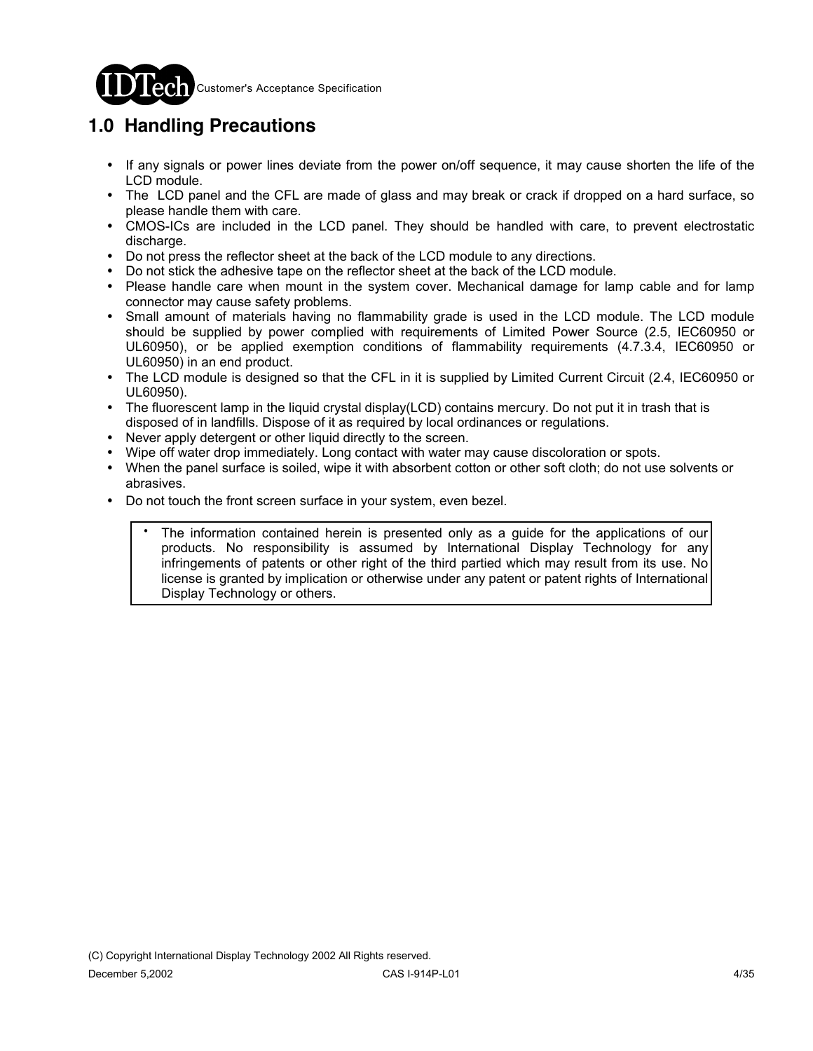## 1.0 Handling Precautions

- If any signals or power lines deviate from the power on/off sequence, it may cause shorten the life of the LCD module.
- The LCD panel and the CFL are made of glass and may break or crack if dropped on a hard surface, so please handle them with care.
- CMOS-ICs are included in the LCD panel. They should be handled with care, to prevent electrostatic discharge.
- Do not press the reflector sheet at the back of the LCD module to any directions.
- Do not stick the adhesive tape on the reflector sheet at the back of the LCD module.
- Please handle care when mount in the system cover. Mechanical damage for lamp cable and for lamp connector may cause safety problems.
- Small amount of materials having no flammability grade is used in the LCD module. The LCD module should be supplied by power complied with requirements of Limited Power Source (2.5, IEC60950 or UL60950), or be applied exemption conditions of flammability requirements (4.7.3.4, IEC60950 or UL60950) in an end product.
- The LCD module is designed so that the CFL in it is supplied by Limited Current Circuit (2.4, IEC60950 or UL60950).
- The fluorescent lamp in the liquid crystal display(LCD) contains mercury. Do not put it in trash that is disposed of in landfills. Dispose of it as required by local ordinances or regulations.
- Never apply detergent or other liquid directly to the screen.
- Wipe off water drop immediately. Long contact with water may cause discoloration or spots.
- When the panel surface is soiled, wipe it with absorbent cotton or other soft cloth; do not use solvents or abrasives.
- Do not touch the front screen surface in your system, even bezel.

> - The information contained herein is presented only as a guide for the applications of our products. No responsibility is assumed by International Display Technology for any infringements of patents or other right of the third partied which may result from its use. No license is granted by implication or otherwise under any patent or patent rights of International Display Technology or others.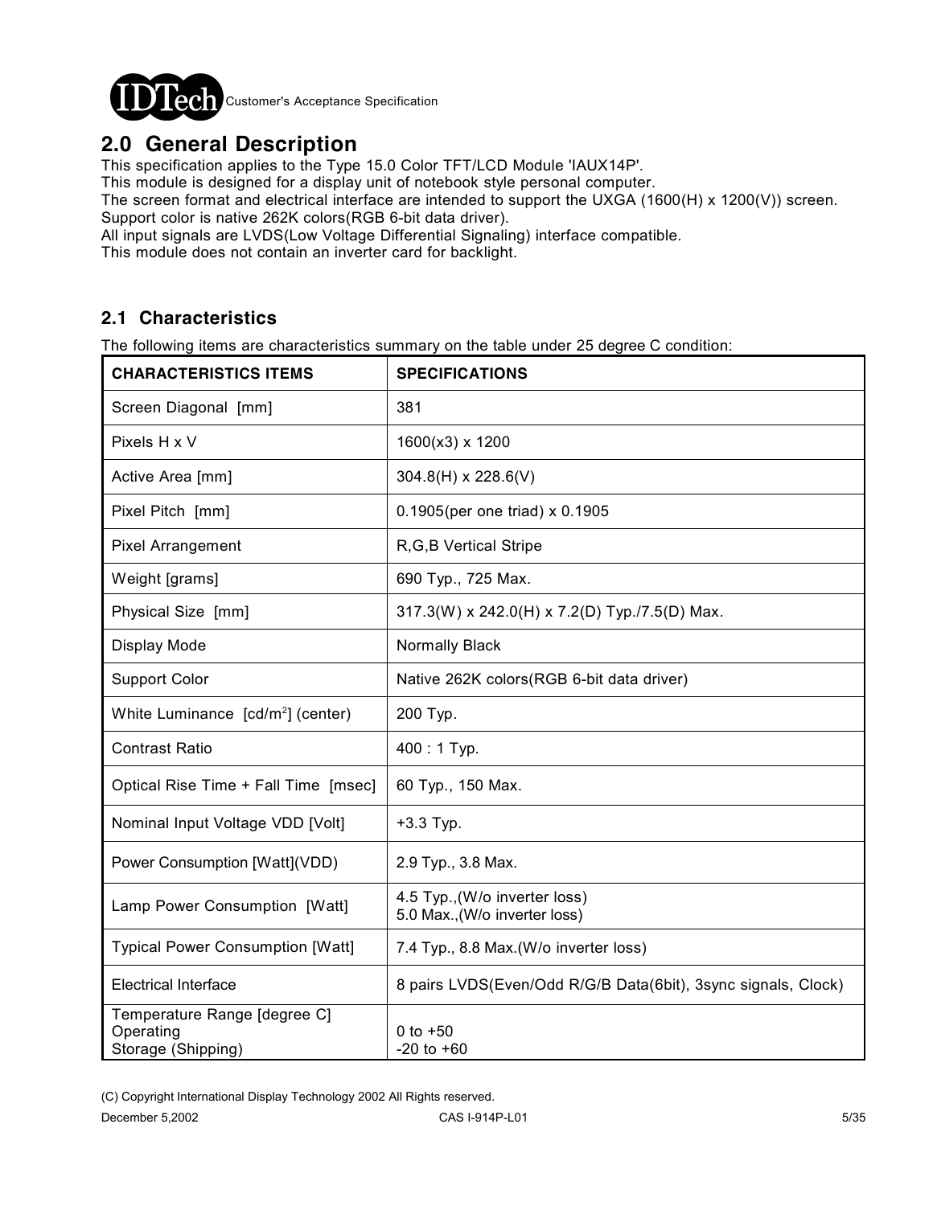## 2.0 General Description

This specification applies to the Type 15.0 Color TFT/LCD Module 'IAUX14P'.
This module is designed for a display unit of notebook style personal computer.
The screen format and electrical interface are intended to support the UXGA (1600(H) x 1200(V)) screen.
Support color is native 262K colors(RGB 6-bit data driver).
All input signals are LVDS(Low Voltage Differential Signaling) interface compatible.
This module does not contain an inverter card for backlight.

### 2.1 Characteristics

The following items are characteristics summary on the table under 25 degree C condition:

| CHARACTERISTICS ITEMS | SPECIFICATIONS |
|---|---|
| Screen Diagonal [mm] | 381 |
| Pixels H x V | 1600(x3) x 1200 |
| Active Area [mm] | 304.8(H) x 228.6(V) |
| Pixel Pitch [mm] | 0.1905(per one triad) x 0.1905 |
| Pixel Arrangement | R,G,B Vertical Stripe |
| Weight [grams] | 690 Typ., 725 Max. |
| Physical Size [mm] | 317.3(W) x 242.0(H) x 7.2(D) Typ./7.5(D) Max. |
| Display Mode | Normally Black |
| Support Color | Native 262K colors(RGB 6-bit data driver) |
| White Luminance [$cd/m^2$] (center) | 200 Typ. |
| Contrast Ratio | 400 : 1 Typ. |
| Optical Rise Time + Fall Time [msec] | 60 Typ., 150 Max. |
| Nominal Input Voltage VDD [Volt] | +3.3 Typ. |
| Power Consumption [Watt](VDD) | 2.9 Typ., 3.8 Max. |
| Lamp Power Consumption [Watt] | 4.5 Typ.,(W/o inverter loss)<br>5.0 Max.,(W/o inverter loss) |
| Typical Power Consumption [Watt] | 7.4 Typ., 8.8 Max.(W/o inverter loss) |
| Electrical Interface | 8 pairs LVDS(Even/Odd R/G/B Data(6bit), 3sync signals, Clock) |
| Temperature Range [degree C]<br>Operating<br>Storage (Shipping) | <br>0 to +50<br>-20 to +60 |

(C) Copyright International Display Technology 2002 All Rights reserved.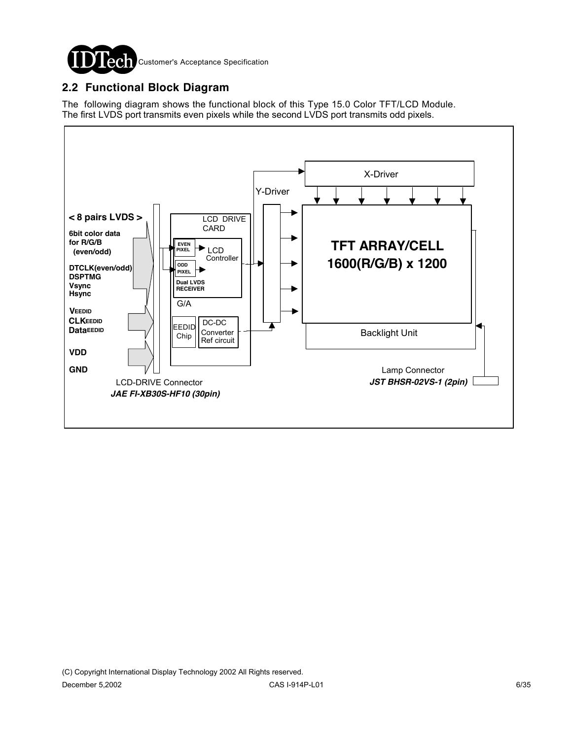## 2.2 Functional Block Diagram

The following diagram shows the functional block of this Type 15.0 Color TFT/LCD Module.
The first LVDS port transmits even pixels while the second LVDS port transmits odd pixels.

**< 8 pairs LVDS >**

**6bit color data for R/G/B (even/odd)**

**DTCLK(even/odd)**
**DSPTMG**
**Vsync**
**Hsync**

**VEEDID**
**CLKEEDID**
**DataEEDID**

**VDD**

**GND**

LCD DRIVE CARD

EVEN PIXEL

ODD PIXEL

LCD Controller

Dual LVDS RECEIVER

G/A

EEDID Chip

DC-DC Converter Ref circuit

X-Driver

Y-Driver

**TFT ARRAY/CELL 1600(R/G/B) x 1200**

Backlight Unit

LCD-DRIVE Connector
***JAE FI-XB30S-HF10 (30pin)***

Lamp Connector
***JST BHSR-02VS-1 (2pin)***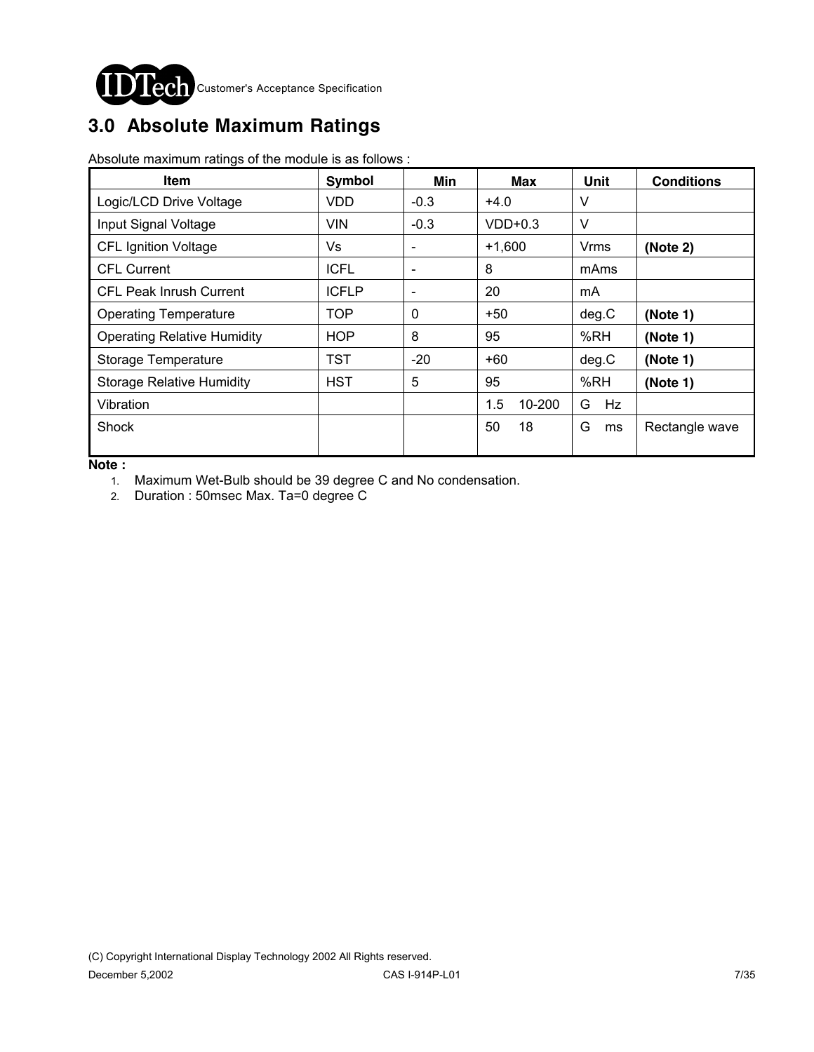## 3.0 Absolute Maximum Ratings

Absolute maximum ratings of the module is as follows :

| Item | Symbol | Min | Max | Unit | Conditions |
|---|---|---|---|---|---|
| Logic/LCD Drive Voltage | VDD | -0.3 | +4.0 | V | |
| Input Signal Voltage | VIN | -0.3 | VDD+0.3 | V | |
| CFL Ignition Voltage | Vs | - | +1,600 | Vrms | **(Note 2)** |
| CFL Current | ICFL | - | 8 | mAms | |
| CFL Peak Inrush Current | ICFLP | - | 20 | mA | |
| Operating Temperature | TOP | 0 | +50 | deg.C | **(Note 1)** |
| Operating Relative Humidity | HOP | 8 | 95 | %RH | **(Note 1)** |
| Storage Temperature | TST | -20 | +60 | deg.C | **(Note 1)** |
| Storage Relative Humidity | HST | 5 | 95 | %RH | **(Note 1)** |
| Vibration | | | 1.5 10-200 | G Hz | |
| Shock | | | 50 18 | G ms | Rectangle wave |

**Note :**

1. Maximum Wet-Bulb should be 39 degree C and No condensation.
2. Duration : 50msec Max. Ta=0 degree C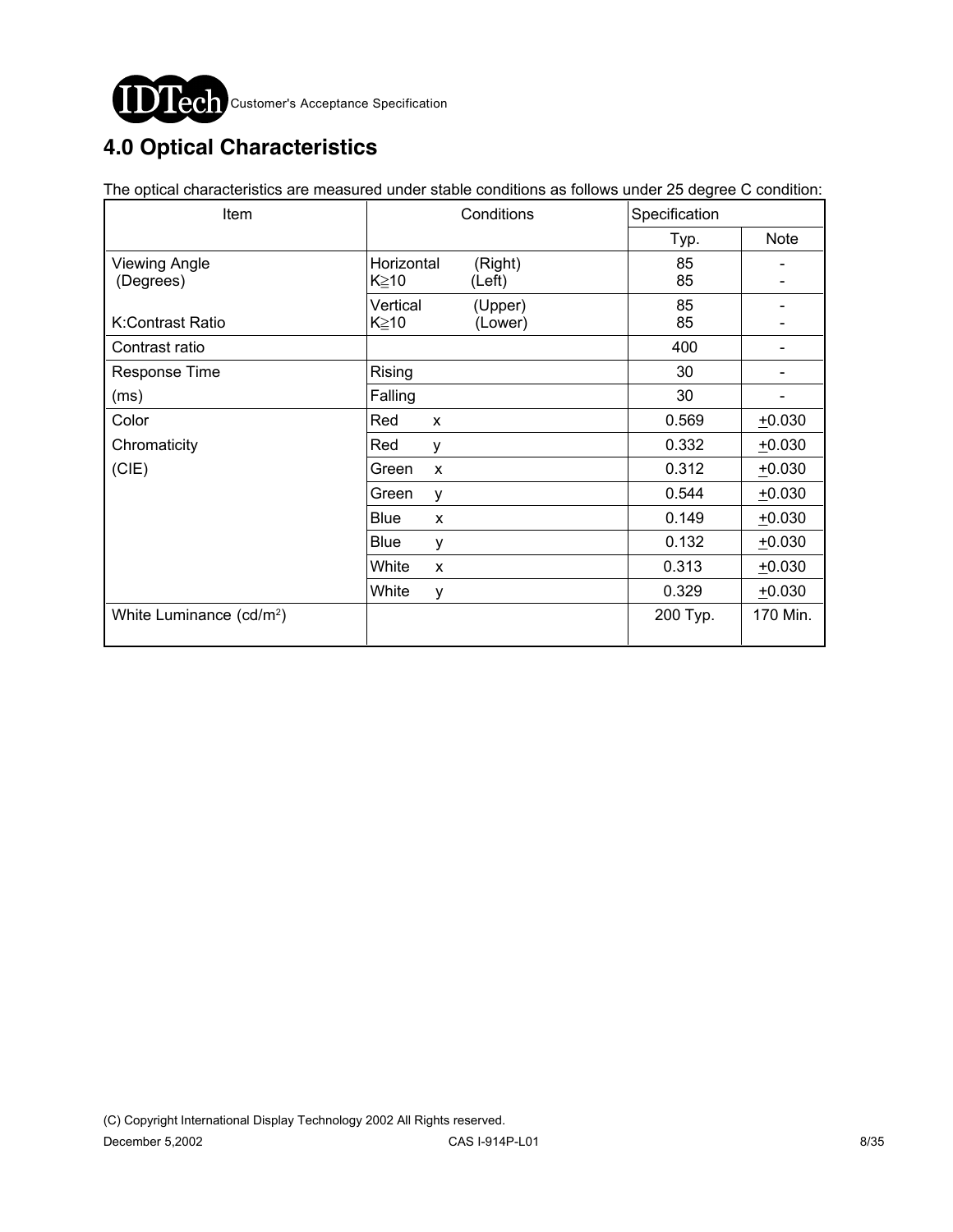## 4.0 Optical Characteristics

The optical characteristics are measured under stable conditions as follows under 25 degree C condition:

| Item | Conditions | | Specification | |
|---|---|---|---|---|
| | | | Typ. | Note |
| Viewing Angle (Degrees) | Horizontal K≧10 | (Right) (Left) | 85 85 | - - |
| K:Contrast Ratio | Vertical K≧10 | (Upper) (Lower) | 85 85 | - - |
| Contrast ratio | | | 400 | - |
| Response Time | Rising | | 30 | - |
| (ms) | Falling | | 30 | - |
| Color | Red | x | 0.569 | ±0.030 |
| Chromaticity | Red | y | 0.332 | ±0.030 |
| (CIE) | Green | x | 0.312 | ±0.030 |
| | Green | y | 0.544 | ±0.030 |
| | Blue | x | 0.149 | ±0.030 |
| | Blue | y | 0.132 | ±0.030 |
| | White | x | 0.313 | ±0.030 |
| | White | y | 0.329 | ±0.030 |
| White Luminance ($cd/m^2$) | | | 200 Typ. | 170 Min. |

(C) Copyright International Display Technology 2002 All Rights reserved.

December 5,2002 CAS I-914P-L01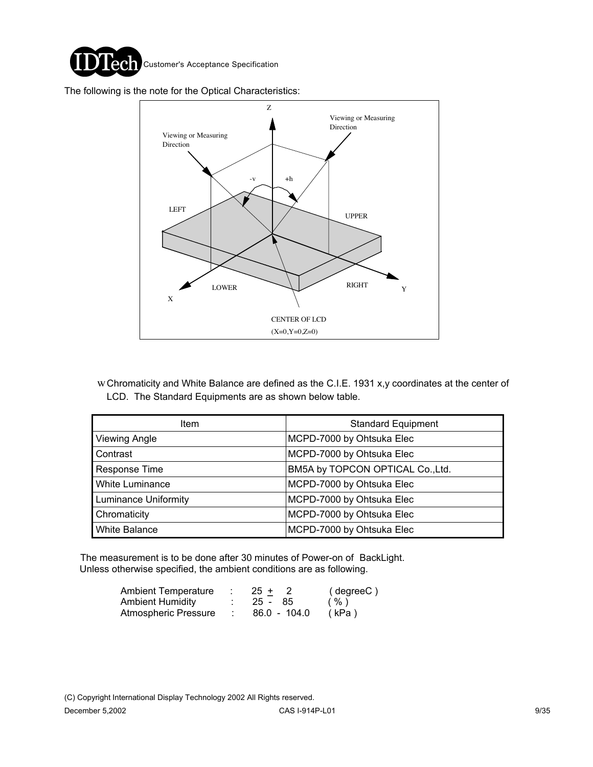The following is the note for the Optical Characteristics:

Z

Viewing or Measuring Direction

Viewing or Measuring Direction

-v

+h

LEFT

UPPER

LOWER

RIGHT

X

Y

CENTER OF LCD

(X=0,Y=0,Z=0)

w Chromaticity and White Balance are defined as the C.I.E. 1931 x,y coordinates at the center of LCD. The Standard Equipments are as shown below table.

| Item | Standard Equipment |
|---|---|
| Viewing Angle | MCPD-7000 by Ohtsuka Elec |
| Contrast | MCPD-7000 by Ohtsuka Elec |
| Response Time | BM5A by TOPCON OPTICAL Co.,Ltd. |
| White Luminance | MCPD-7000 by Ohtsuka Elec |
| Luminance Uniformity | MCPD-7000 by Ohtsuka Elec |
| Chromaticity | MCPD-7000 by Ohtsuka Elec |
| White Balance | MCPD-7000 by Ohtsuka Elec |

The measurement is to be done after 30 minutes of Power-on of BackLight.
Unless otherwise specified, the ambient conditions are as following.

| | | | |
|---|---|---|---|
| Ambient Temperature | : | 25 $\pm$ 2 | ( degreeC ) |
| Ambient Humidity | : | 25 - 85 | ( % ) |
| Atmospheric Pressure | : | 86.0 - 104.0 | ( kPa ) |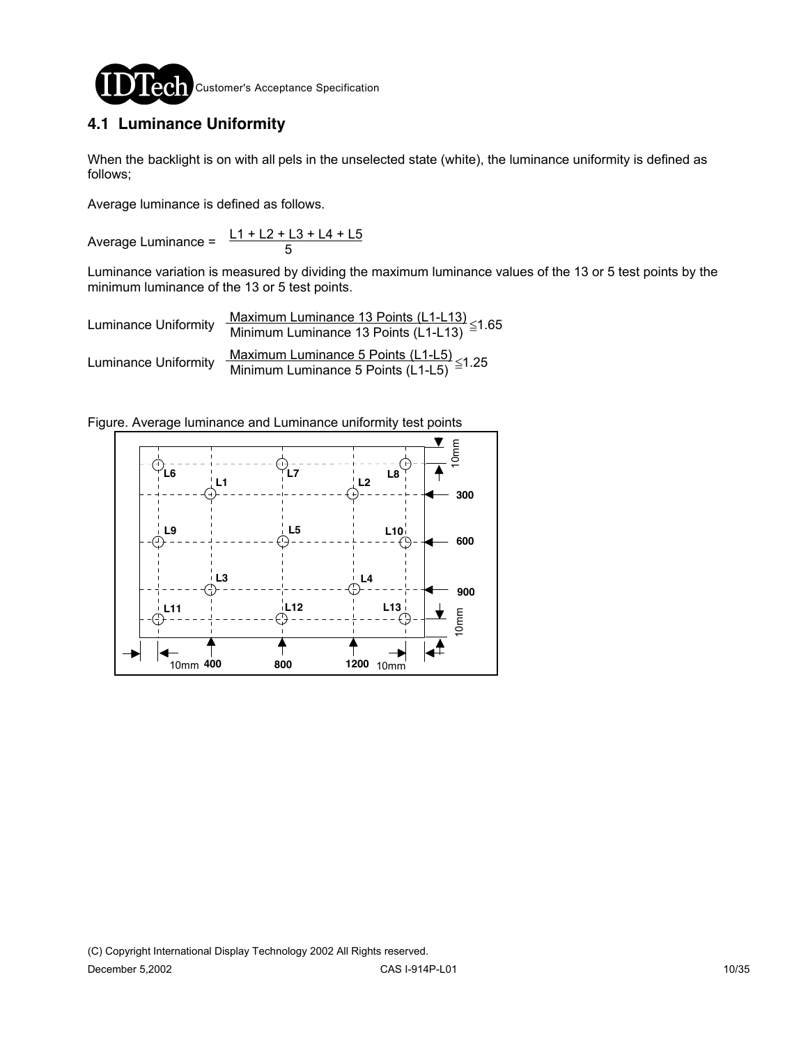## 4.1 Luminance Uniformity

When the backlight is on with all pels in the unselected state (white), the luminance uniformity is defined as follows;

Average luminance is defined as follows.

$$\text{Average Luminance} = \frac{L1 + L2 + L3 + L4 + L5}{5}$$

Luminance variation is measured by dividing the maximum luminance values of the 13 or 5 test points by the minimum luminance of the 13 or 5 test points.

$$\text{Luminance Uniformity} \quad \frac{\text{Maximum Luminance 13 Points (L1-L13)}}{\text{Minimum Luminance 13 Points (L1-L13)}} \leqq 1.65$$

$$\text{Luminance Uniformity} \quad \frac{\text{Maximum Luminance 5 Points (L1-L5)}}{\text{Minimum Luminance 5 Points (L1-L5)}} \leqq 1.25$$

Figure. Average luminance and Luminance uniformity test points

L6 L1 L7 L2 L8

L9 L5 L10

L3 L4

L11 L12 L13

10mm 300 600 900 10mm

10mm 400 800 1200 10mm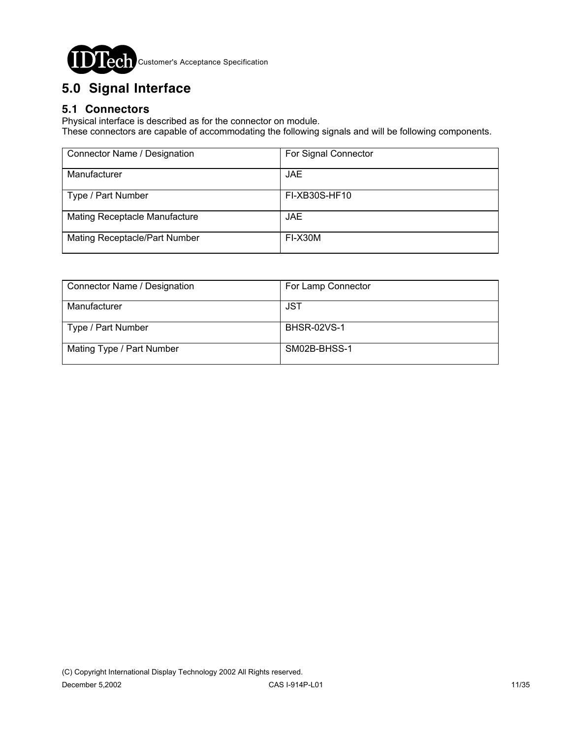# 5.0 Signal Interface

## 5.1 Connectors

Physical interface is described as for the connector on module.
These connectors are capable of accommodating the following signals and will be following components.

| Connector Name / Designation | For Signal Connector |
|---|---|
| Manufacturer | JAE |
| Type / Part Number | FI-XB30S-HF10 |
| Mating Receptacle Manufacture | JAE |
| Mating Receptacle/Part Number | FI-X30M |

| Connector Name / Designation | For Lamp Connector |
|---|---|
| Manufacturer | JST |
| Type / Part Number | BHSR-02VS-1 |
| Mating Type / Part Number | SM02B-BHSS-1 |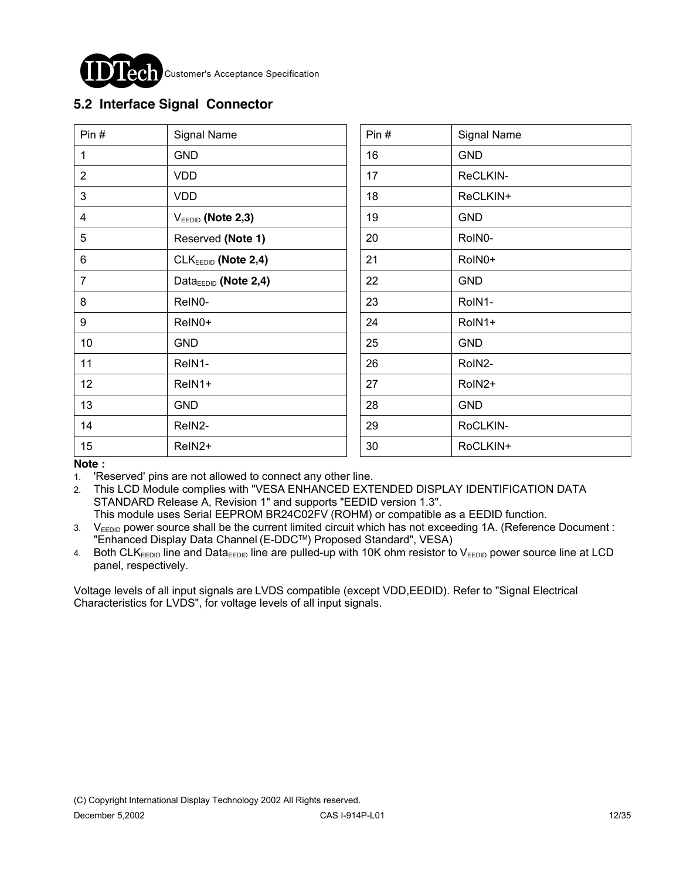## 5.2 Interface Signal Connector

| Pin # | Signal Name | Pin # | Signal Name |
|---|---|---|---|
| 1 | GND | 16 | GND |
| 2 | VDD | 17 | ReCLKIN- |
| 3 | VDD | 18 | ReCLKIN+ |
| 4 | $V_{EEDID}$ **(Note 2,3)** | 19 | GND |
| 5 | Reserved **(Note 1)** | 20 | RoIN0- |
| 6 | $CLK_{EEDID}$ **(Note 2,4)** | 21 | RoIN0+ |
| 7 | $Data_{EEDID}$ **(Note 2,4)** | 22 | GND |
| 8 | ReIN0- | 23 | RoIN1- |
| 9 | ReIN0+ | 24 | RoIN1+ |
| 10 | GND | 25 | GND |
| 11 | ReIN1- | 26 | RoIN2- |
| 12 | ReIN1+ | 27 | RoIN2+ |
| 13 | GND | 28 | GND |
| 14 | ReIN2- | 29 | RoCLKIN- |
| 15 | ReIN2+ | 30 | RoCLKIN+ |

**Note :**

1. 'Reserved' pins are not allowed to connect any other line.
2. This LCD Module complies with "VESA ENHANCED EXTENDED DISPLAY IDENTIFICATION DATA STANDARD Release A, Revision 1" and supports "EEDID version 1.3".
   This module uses Serial EEPROM BR24C02FV (ROHM) or compatible as a EEDID function.
3. $V_{EEDID}$ power source shall be the current limited circuit which has not exceeding 1A. (Reference Document : "Enhanced Display Data Channel (E-DDC™) Proposed Standard", VESA)
4. Both $CLK_{EEDID}$ line and $Data_{EEDID}$ line are pulled-up with 10K ohm resistor to $V_{EEDID}$ power source line at LCD panel, respectively.

Voltage levels of all input signals are LVDS compatible (except VDD,EEDID). Refer to "Signal Electrical Characteristics for LVDS", for voltage levels of all input signals.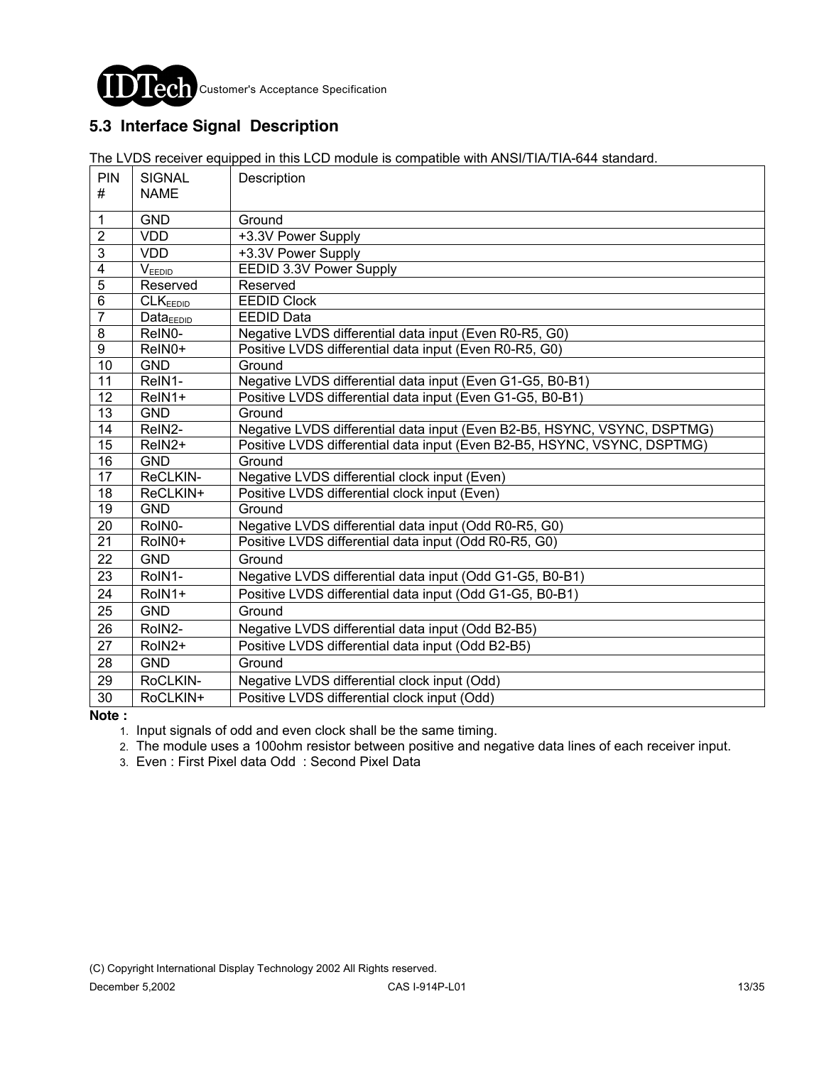## 5.3 Interface Signal Description

The LVDS receiver equipped in this LCD module is compatible with ANSI/TIA/TIA-644 standard.

| PIN # | SIGNAL NAME | Description |
|---|---|---|
| 1 | GND | Ground |
| 2 | VDD | +3.3V Power Supply |
| 3 | VDD | +3.3V Power Supply |
| 4 | $V_{EEDID}$ | EEDID 3.3V Power Supply |
| 5 | Reserved | Reserved |
| 6 | $CLK_{EEDID}$ | EEDID Clock |
| 7 | $Data_{EEDID}$ | EEDID Data |
| 8 | ReIN0- | Negative LVDS differential data input (Even R0-R5, G0) |
| 9 | ReIN0+ | Positive LVDS differential data input (Even R0-R5, G0) |
| 10 | GND | Ground |
| 11 | ReIN1- | Negative LVDS differential data input (Even G1-G5, B0-B1) |
| 12 | ReIN1+ | Positive LVDS differential data input (Even G1-G5, B0-B1) |
| 13 | GND | Ground |
| 14 | ReIN2- | Negative LVDS differential data input (Even B2-B5, HSYNC, VSYNC, DSPTMG) |
| 15 | ReIN2+ | Positive LVDS differential data input (Even B2-B5, HSYNC, VSYNC, DSPTMG) |
| 16 | GND | Ground |
| 17 | ReCLKIN- | Negative LVDS differential clock input (Even) |
| 18 | ReCLKIN+ | Positive LVDS differential clock input (Even) |
| 19 | GND | Ground |
| 20 | RoIN0- | Negative LVDS differential data input (Odd R0-R5, G0) |
| 21 | RoIN0+ | Positive LVDS differential data input (Odd R0-R5, G0) |
| 22 | GND | Ground |
| 23 | RoIN1- | Negative LVDS differential data input (Odd G1-G5, B0-B1) |
| 24 | RoIN1+ | Positive LVDS differential data input (Odd G1-G5, B0-B1) |
| 25 | GND | Ground |
| 26 | RoIN2- | Negative LVDS differential data input (Odd B2-B5) |
| 27 | RoIN2+ | Positive LVDS differential data input (Odd B2-B5) |
| 28 | GND | Ground |
| 29 | RoCLKIN- | Negative LVDS differential clock input (Odd) |
| 30 | RoCLKIN+ | Positive LVDS differential clock input (Odd) |

**Note :**

1. Input signals of odd and even clock shall be the same timing.
2. The module uses a 100ohm resistor between positive and negative data lines of each receiver input.
3. Even : First Pixel data Odd : Second Pixel Data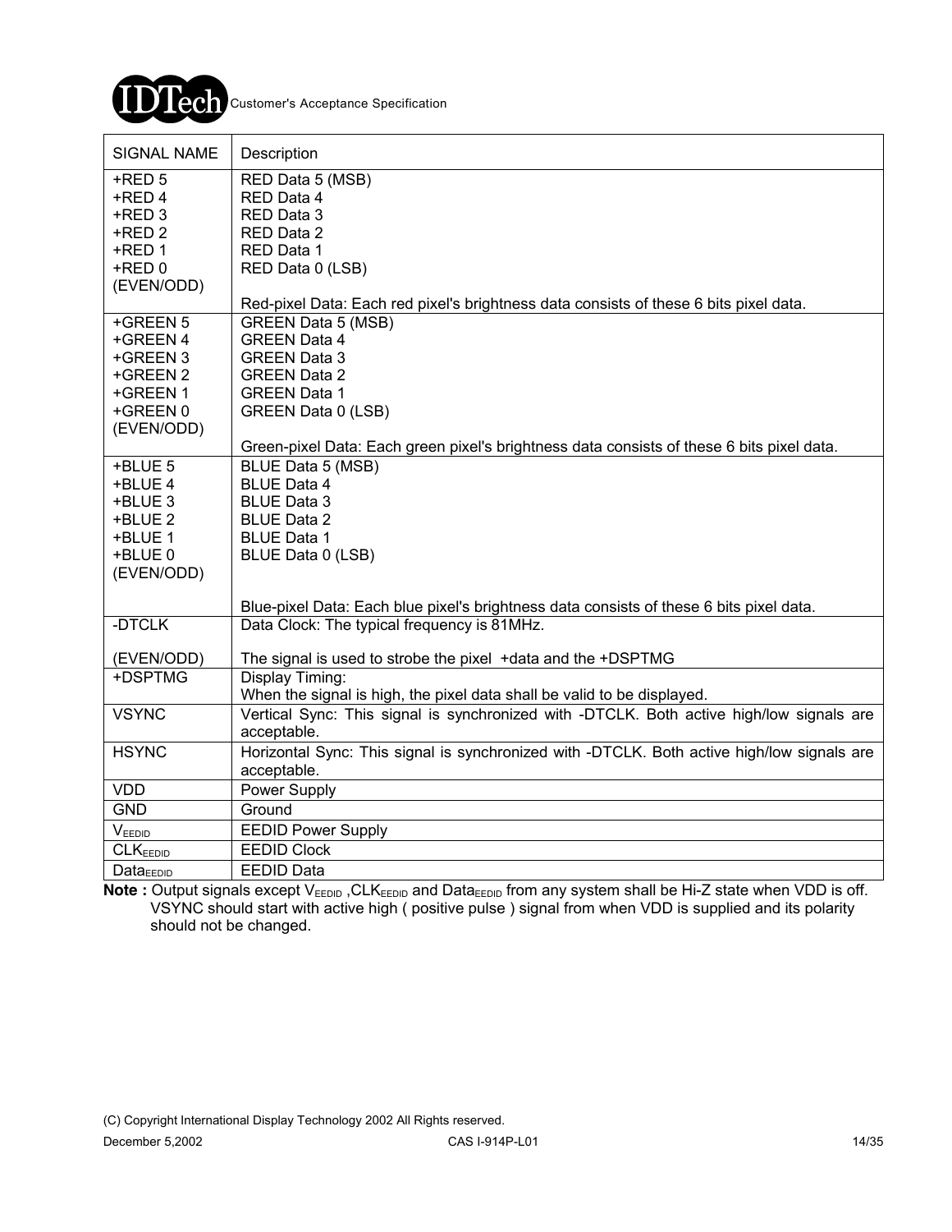| SIGNAL NAME | Description |
|---|---|
| +RED 5<br>+RED 4<br>+RED 3<br>+RED 2<br>+RED 1<br>+RED 0<br>(EVEN/ODD) | RED Data 5 (MSB)<br>RED Data 4<br>RED Data 3<br>RED Data 2<br>RED Data 1<br>RED Data 0 (LSB)<br><br>Red-pixel Data: Each red pixel's brightness data consists of these 6 bits pixel data. |
| +GREEN 5<br>+GREEN 4<br>+GREEN 3<br>+GREEN 2<br>+GREEN 1<br>+GREEN 0<br>(EVEN/ODD) | GREEN Data 5 (MSB)<br>GREEN Data 4<br>GREEN Data 3<br>GREEN Data 2<br>GREEN Data 1<br>GREEN Data 0 (LSB)<br><br>Green-pixel Data: Each green pixel's brightness data consists of these 6 bits pixel data. |
| +BLUE 5<br>+BLUE 4<br>+BLUE 3<br>+BLUE 2<br>+BLUE 1<br>+BLUE 0<br>(EVEN/ODD) | BLUE Data 5 (MSB)<br>BLUE Data 4<br>BLUE Data 3<br>BLUE Data 2<br>BLUE Data 1<br>BLUE Data 0 (LSB)<br><br>Blue-pixel Data: Each blue pixel's brightness data consists of these 6 bits pixel data. |
| -DTCLK<br><br>(EVEN/ODD) | Data Clock: The typical frequency is 81MHz.<br><br>The signal is used to strobe the pixel +data and the +DSPTMG |
| +DSPTMG | Display Timing:<br>When the signal is high, the pixel data shall be valid to be displayed. |
| VSYNC | Vertical Sync: This signal is synchronized with -DTCLK. Both active high/low signals are acceptable. |
| HSYNC | Horizontal Sync: This signal is synchronized with -DTCLK. Both active high/low signals are acceptable. |
| VDD | Power Supply |
| GND | Ground |
| $V_{EEDID}$ | EEDID Power Supply |
| $CLK_{EEDID}$ | EEDID Clock |
| $Data_{EEDID}$ | EEDID Data |

**Note :** Output signals except $V_{EEDID}$ ,$CLK_{EEDID}$ and $Data_{EEDID}$ from any system shall be Hi-Z state when VDD is off. VSYNC should start with active high ( positive pulse ) signal from when VDD is supplied and its polarity should not be changed.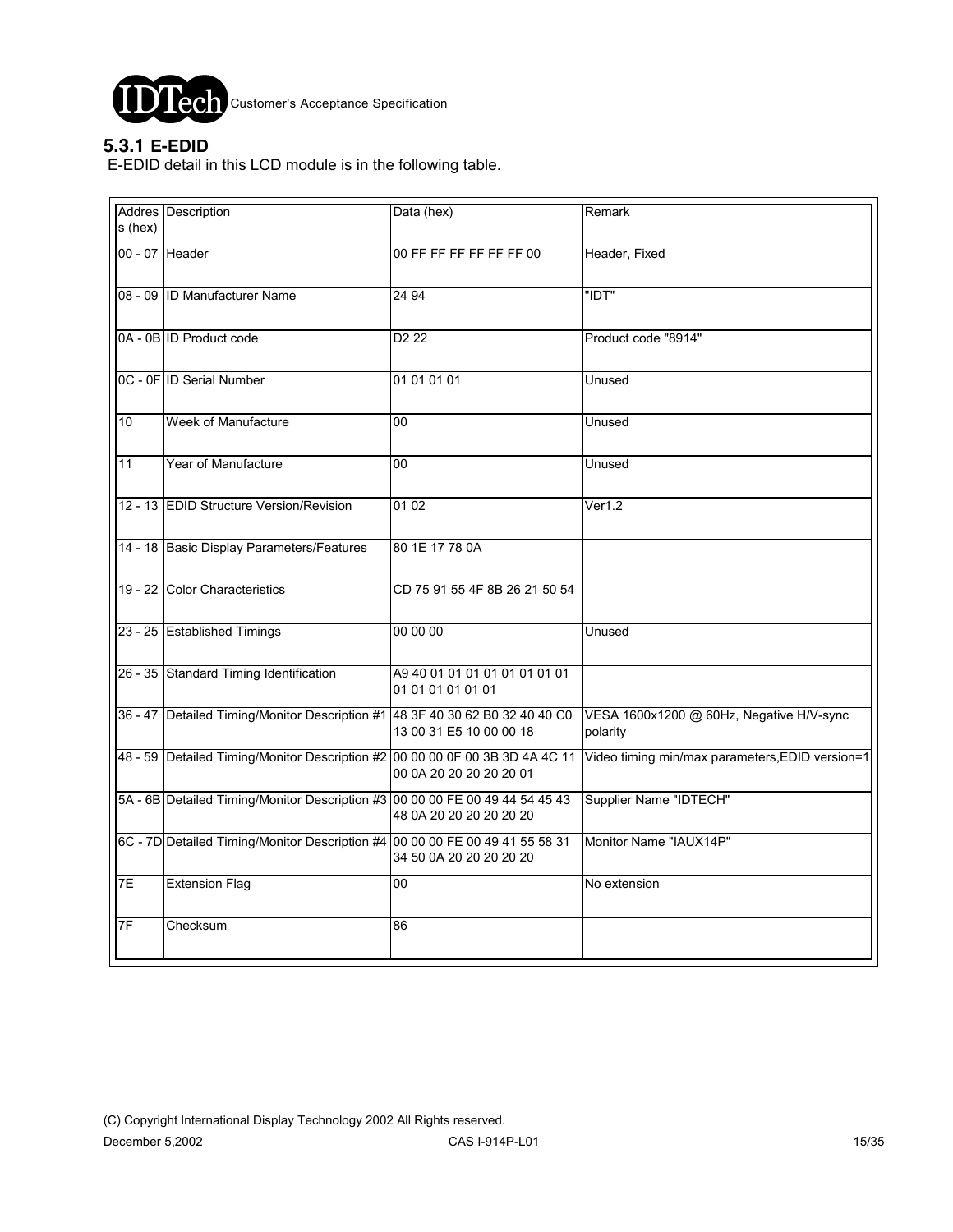### 5.3.1 E-EDID

E-EDID detail in this LCD module is in the following table.

| Address (hex) | Description | Data (hex) | Remark |
|---|---|---|---|
| 00 - 07 | Header | 00 FF FF FF FF FF FF 00 | Header, Fixed |
| 08 - 09 | ID Manufacturer Name | 24 94 | "IDT" |
| 0A - 0B | ID Product code | D2 22 | Product code "8914" |
| 0C - 0F | ID Serial Number | 01 01 01 01 | Unused |
| 10 | Week of Manufacture | 00 | Unused |
| 11 | Year of Manufacture | 00 | Unused |
| 12 - 13 | EDID Structure Version/Revision | 01 02 | Ver1.2 |
| 14 - 18 | Basic Display Parameters/Features | 80 1E 17 78 0A | |
| 19 - 22 | Color Characteristics | CD 75 91 55 4F 8B 26 21 50 54 | |
| 23 - 25 | Established Timings | 00 00 00 | Unused |
| 26 - 35 | Standard Timing Identification | A9 40 01 01 01 01 01 01 01 01 01 01 01 01 01 01 | |
| 36 - 47 | Detailed Timing/Monitor Description #1 | 48 3F 40 30 62 B0 32 40 40 C0 13 00 31 E5 10 00 00 18 | VESA 1600x1200 @ 60Hz, Negative H/V-sync polarity |
| 48 - 59 | Detailed Timing/Monitor Description #2 | 00 00 00 0F 00 3B 3D 4A 4C 11 00 0A 20 20 20 20 20 01 | Video timing min/max parameters,EDID version=1 |
| 5A - 6B | Detailed Timing/Monitor Description #3 | 00 00 00 FE 00 49 44 54 45 43 48 0A 20 20 20 20 20 20 | Supplier Name "IDTECH" |
| 6C - 7D | Detailed Timing/Monitor Description #4 | 00 00 00 FE 00 49 41 55 58 31 34 50 0A 20 20 20 20 20 | Monitor Name "IAUX14P" |
| 7E | Extension Flag | 00 | No extension |
| 7F | Checksum | 86 | |

(C) Copyright International Display Technology 2002 All Rights reserved.

December 5,2002 CAS I-914P-L01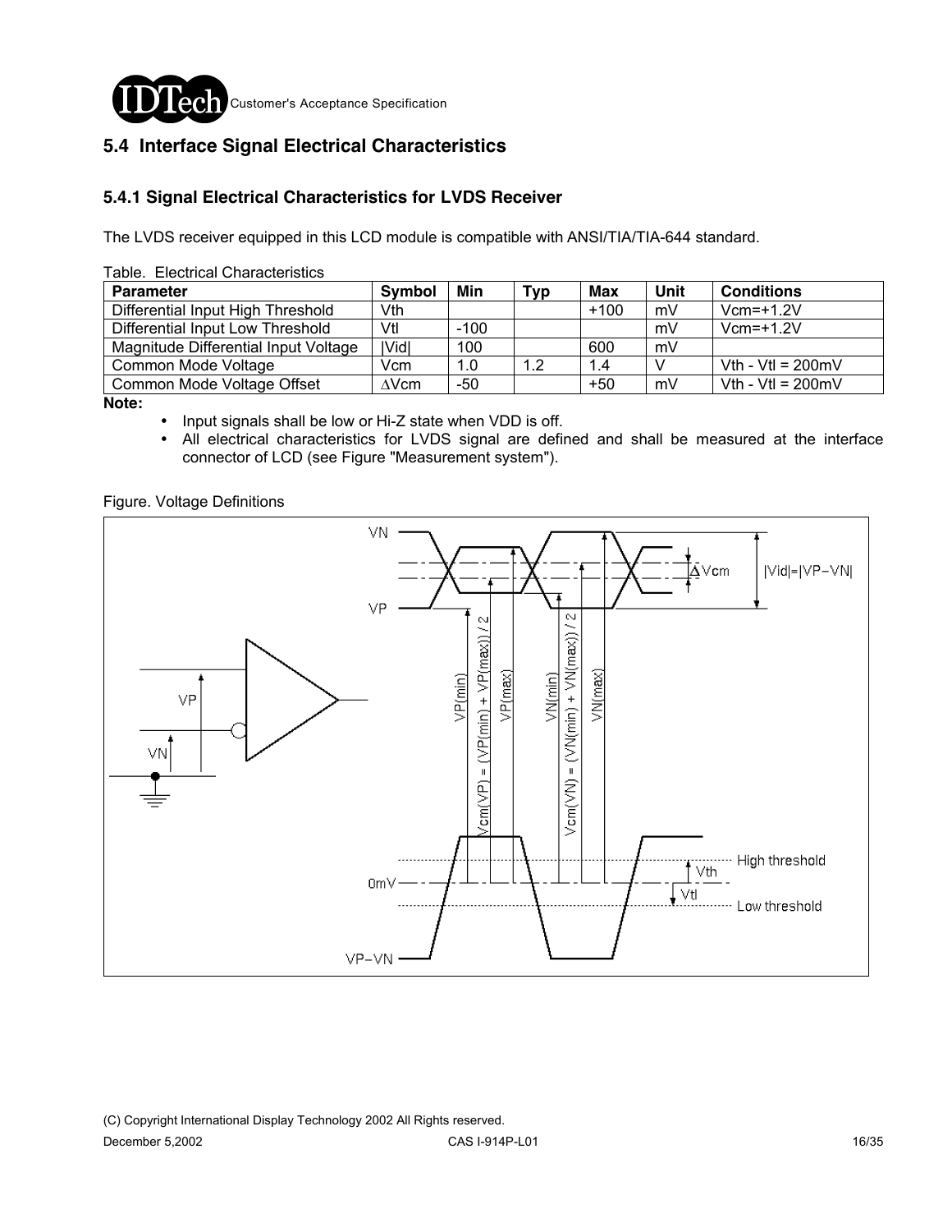## 5.4 Interface Signal Electrical Characteristics

### 5.4.1 Signal Electrical Characteristics for LVDS Receiver

The LVDS receiver equipped in this LCD module is compatible with ANSI/TIA/TIA-644 standard.

Table. Electrical Characteristics

| Parameter | Symbol | Min | Typ | Max | Unit | Conditions |
|---|---|---|---|---|---|---|
| Differential Input High Threshold | Vth | | | +100 | mV | Vcm=+1.2V |
| Differential Input Low Threshold | Vtl | -100 | | | mV | Vcm=+1.2V |
| Magnitude Differential Input Voltage | \|Vid\| | 100 | | 600 | mV | |
| Common Mode Voltage | Vcm | 1.0 | 1.2 | 1.4 | V | Vth - Vtl = 200mV |
| Common Mode Voltage Offset | ∆Vcm | -50 | | +50 | mV | Vth - Vtl = 200mV |

**Note:**

- Input signals shall be low or Hi-Z state when VDD is off.
- All electrical characteristics for LVDS signal are defined and shall be measured at the interface connector of LCD (see Figure "Measurement system").

Figure. Voltage Definitions

VN, VP, ∆Vcm, |Vid|=|VP−VN|, VP(min), Vcm(VP) = (VP(min) + VP(max)) / 2, VP(max), VN(min), Vcm(VN) = (VN(min) + VN(max)) / 2, VN(max), High threshold, Vth, 0mV, Vtl, Low threshold, VP−VN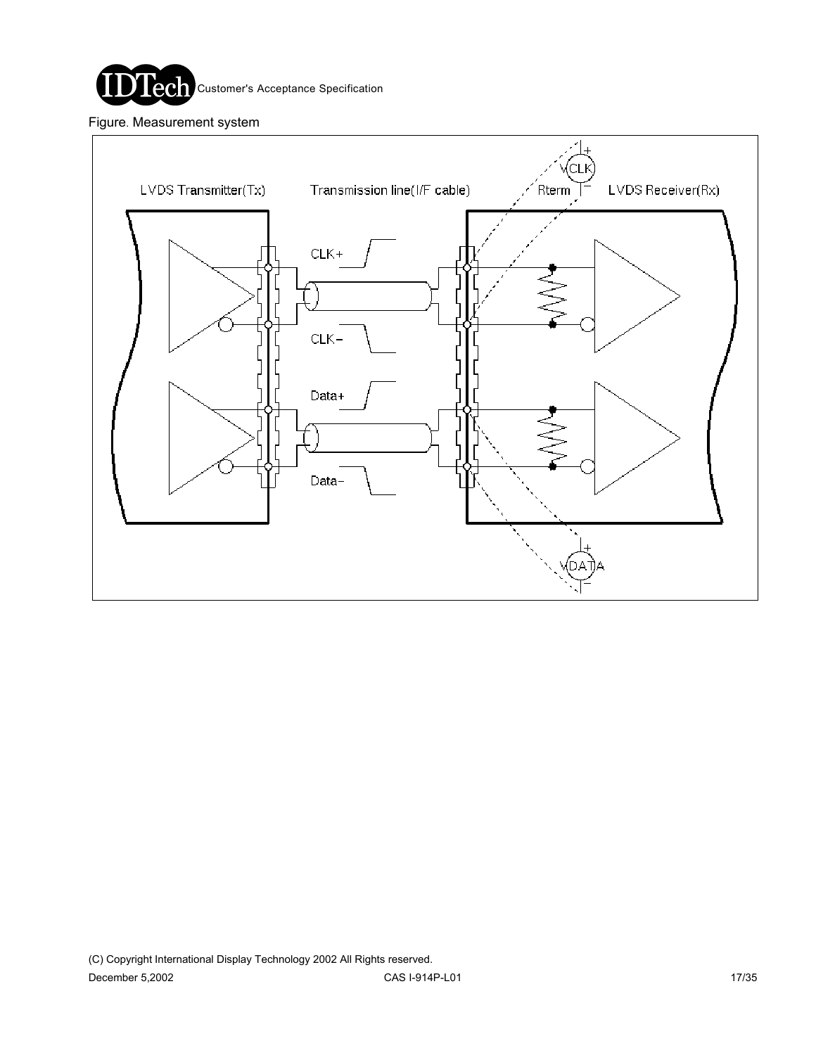Figure. Measurement system

LVDS Transmitter(Tx)

Transmission line(I/F cable)

Rterm

LVDS Receiver(Rx)

VCLK

CLK+

CLK−

Data+

Data−

VDATA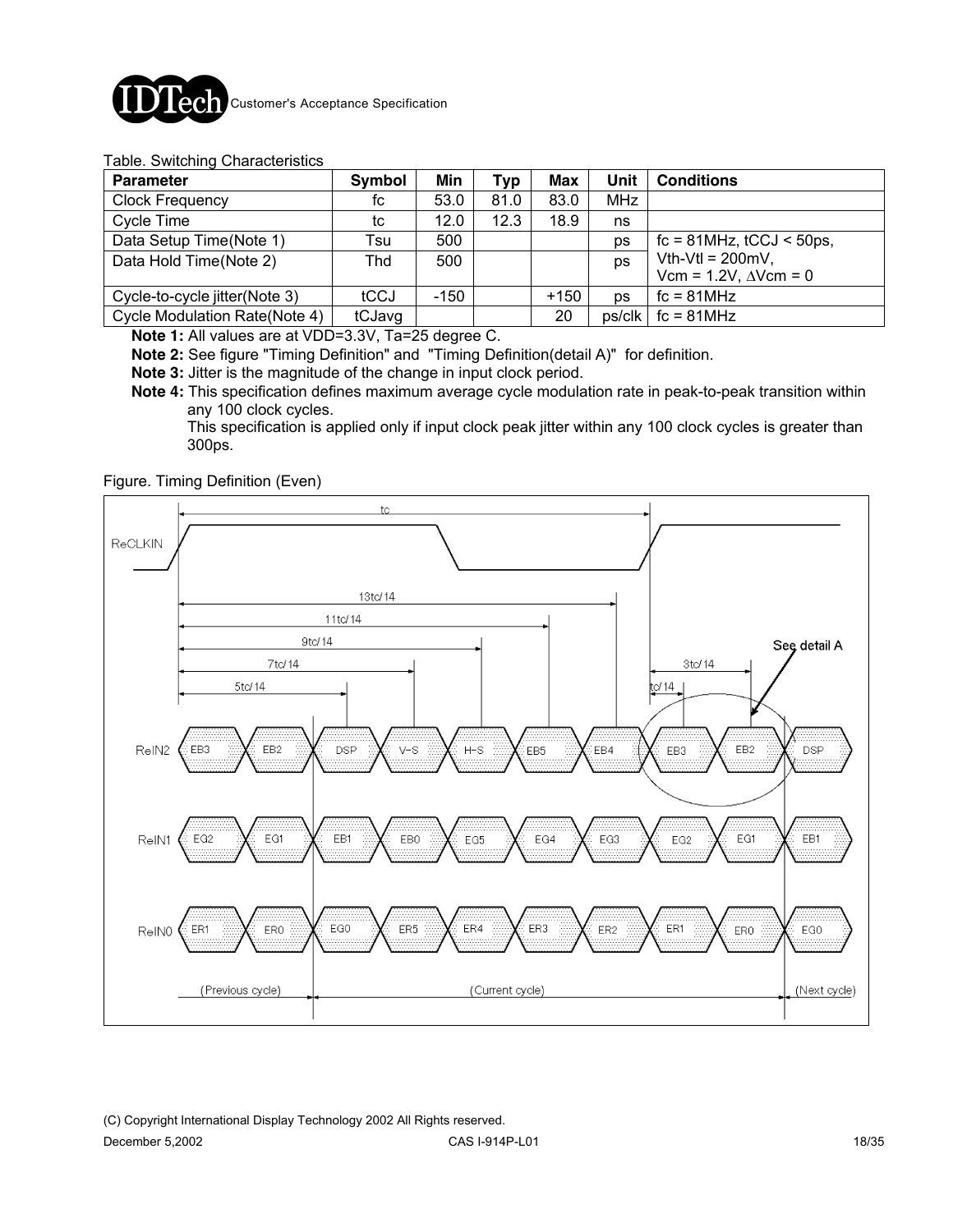Table. Switching Characteristics

| Parameter | Symbol | Min | Typ | Max | Unit | Conditions |
|---|---|---|---|---|---|---|
| Clock Frequency | fc | 53.0 | 81.0 | 83.0 | MHz | |
| Cycle Time | tc | 12.0 | 12.3 | 18.9 | ns | |
| Data Setup Time(Note 1) | Tsu | 500 | | | ps | fc = 81MHz, tCCJ < 50ps, Vth-Vtl = 200mV, Vcm = 1.2V, ΔVcm = 0 |
| Data Hold Time(Note 2) | Thd | 500 | | | ps | |
| Cycle-to-cycle jitter(Note 3) | tCCJ | -150 | | +150 | ps | fc = 81MHz |
| Cycle Modulation Rate(Note 4) | tCJavg | | | 20 | ps/clk | fc = 81MHz |

**Note 1:** All values are at VDD=3.3V, Ta=25 degree C.

**Note 2:** See figure "Timing Definition" and "Timing Definition(detail A)" for definition.

**Note 3:** Jitter is the magnitude of the change in input clock period.

**Note 4:** This specification defines maximum average cycle modulation rate in peak-to-peak transition within any 100 clock cycles.
This specification is applied only if input clock peak jitter within any 100 clock cycles is greater than 300ps.

Figure. Timing Definition (Even)

ReCLKIN — tc

13tc/14, 11tc/14, 9tc/14, 7tc/14, 5tc/14, 3tc/14, tc/14 — See detail A

| | | | | | | | | | | |
|---|---|---|---|---|---|---|---|---|---|---|
| ReIN2 | EB3 | EB2 | DSP | V-S | H-S | EB5 | EB4 | EB3 | EB2 | DSP |
| ReIN1 | EG2 | EG1 | EB1 | EB0 | EG5 | EG4 | EG3 | EG2 | EG1 | EB1 |
| ReIN0 | ER1 | ER0 | EG0 | ER5 | ER4 | ER3 | ER2 | ER1 | ER0 | EG0 |

(Previous cycle) | (Current cycle) | (Next cycle)

(C) Copyright International Display Technology 2002 All Rights reserved.

December 5,2002 CAS I-914P-L01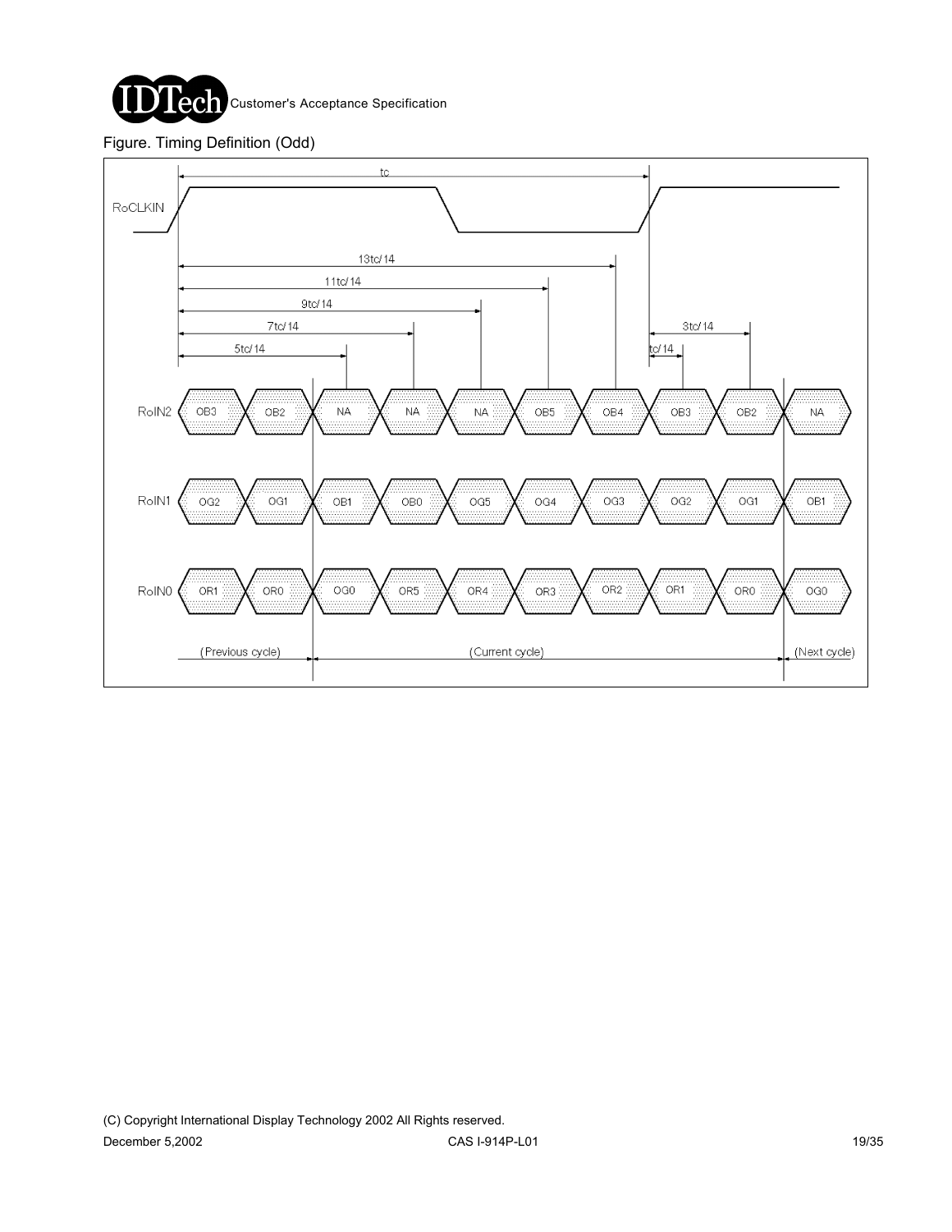Figure. Timing Definition (Odd)

| Signal | | | | | | | | | | |
|---|---|---|---|---|---|---|---|---|---|---|
| RoIN2 | OB3 | OB2 | NA | NA | NA | OB5 | OB4 | OB3 | OB2 | NA |
| RoIN1 | OG2 | OG1 | OB1 | OB0 | OG5 | OG4 | OG3 | OG2 | OG1 | OB1 |
| RoIN0 | OR1 | OR0 | OG0 | OR5 | OR4 | OR3 | OR2 | OR1 | OR0 | OG0 |
| | (Previous cycle) | | (Current cycle) | | | | | | | (Next cycle) |

RoCLKIN timing: tc; 5tc/14, 7tc/14, 9tc/14, 11tc/14, 13tc/14; tc/14, 3tc/14

(C) Copyright International Display Technology 2002 All Rights reserved.

December 5,2002 CAS I-914P-L01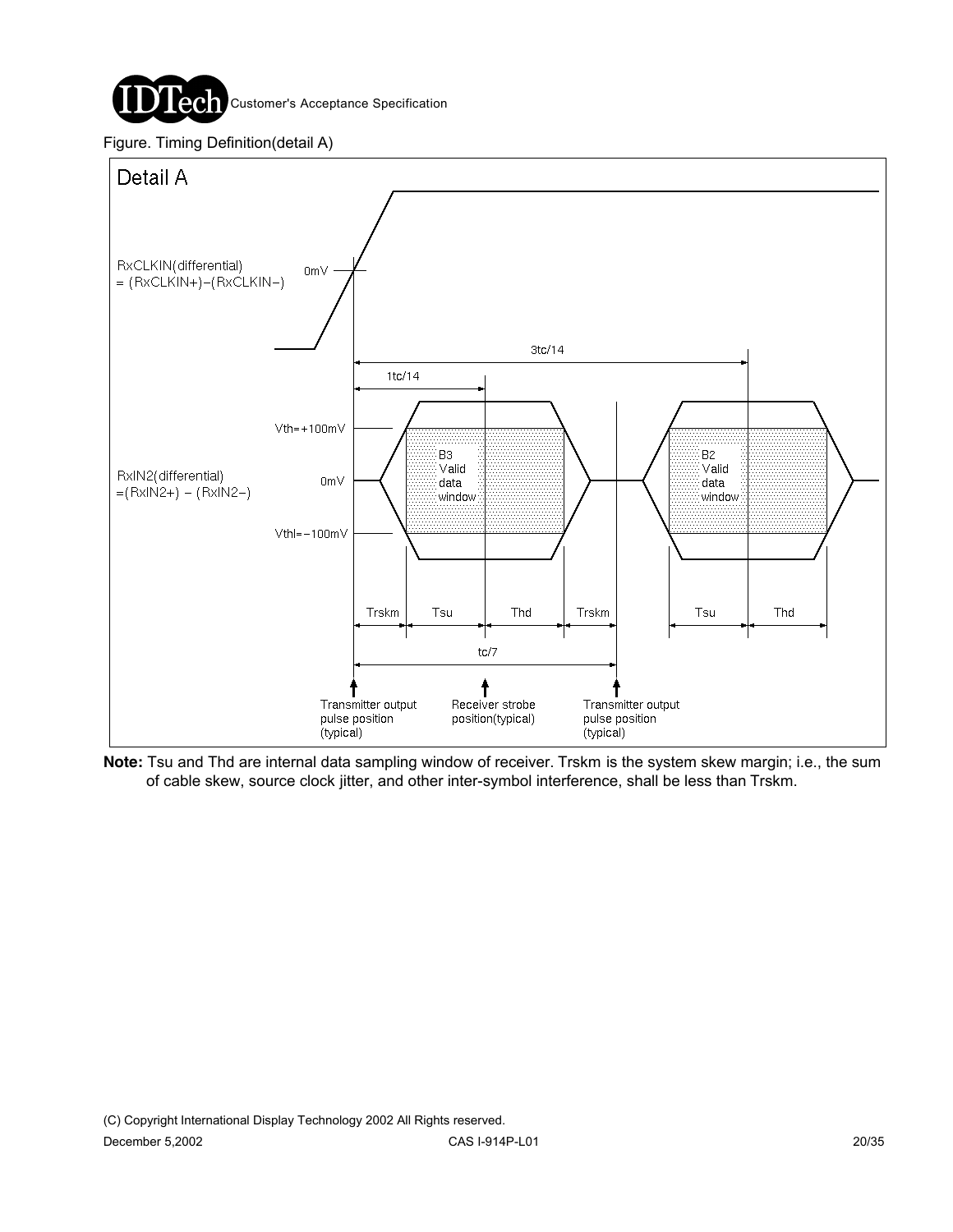Figure. Timing Definition(detail A)

Detail A

RxCLKIN(differential)
= (RxCLKIN+)−(RxCLKIN−)

0mV

3tc/14

1tc/14

Vth=+100mV

RxIN2(differential)
=(RxIN2+) − (RxIN2−)

0mV

Vthl=−100mV

B3 Valid data window

B2 Valid data window

Trskm　Tsu　Thd　Trskm　Tsu　Thd

tc/7

Transmitter output pulse position (typical)

Receiver strobe position(typical)

Transmitter output pulse position (typical)

**Note:** Tsu and Thd are internal data sampling window of receiver. Trskm is the system skew margin; i.e., the sum of cable skew, source clock jitter, and other inter-symbol interference, shall be less than Trskm.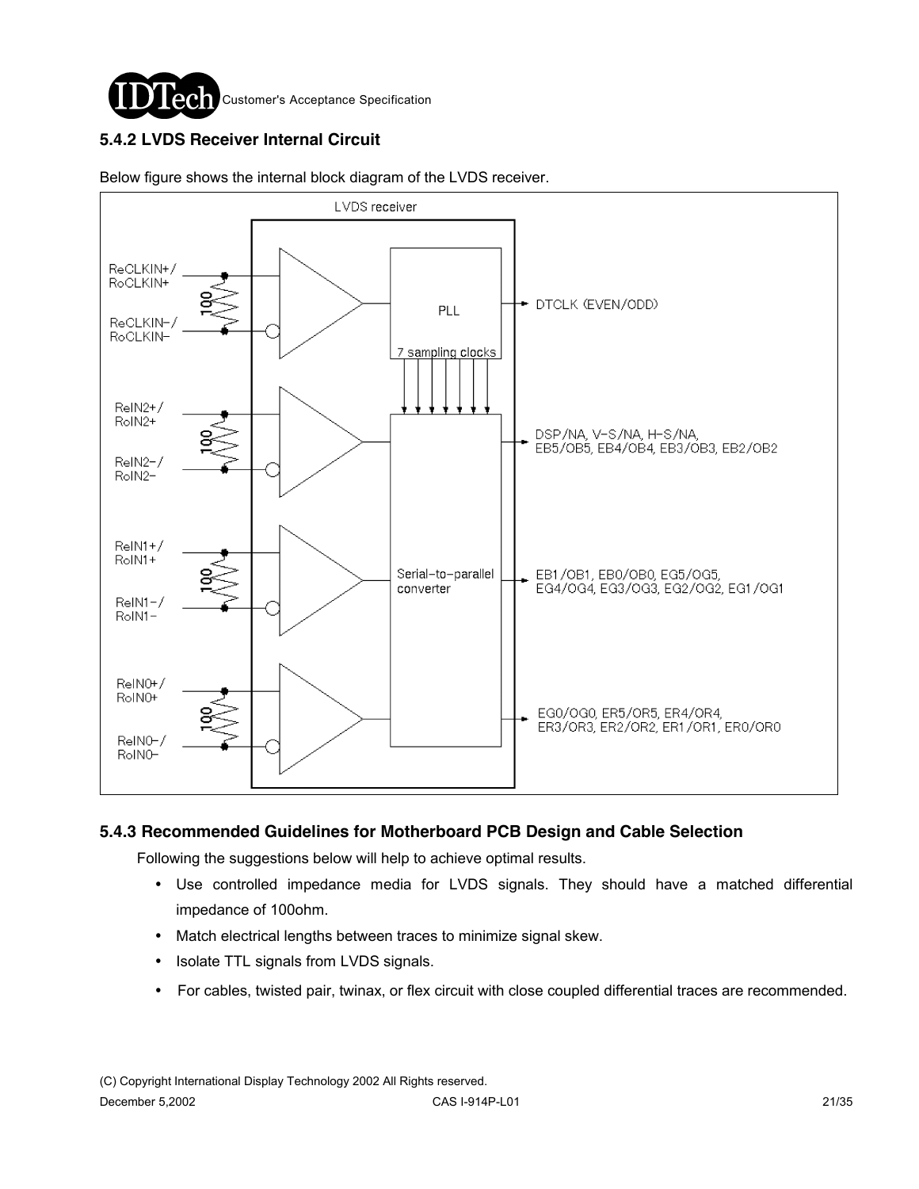### 5.4.2 LVDS Receiver Internal Circuit

Below figure shows the internal block diagram of the LVDS receiver.

### 5.4.3 Recommended Guidelines for Motherboard PCB Design and Cable Selection

Following the suggestions below will help to achieve optimal results.

- Use controlled impedance media for LVDS signals. They should have a matched differential impedance of 100ohm.
- Match electrical lengths between traces to minimize signal skew.
- Isolate TTL signals from LVDS signals.
- For cables, twisted pair, twinax, or flex circuit with close coupled differential traces are recommended.

(C) Copyright International Display Technology 2002 All Rights reserved.

December 5,2002 CAS I-914P-L01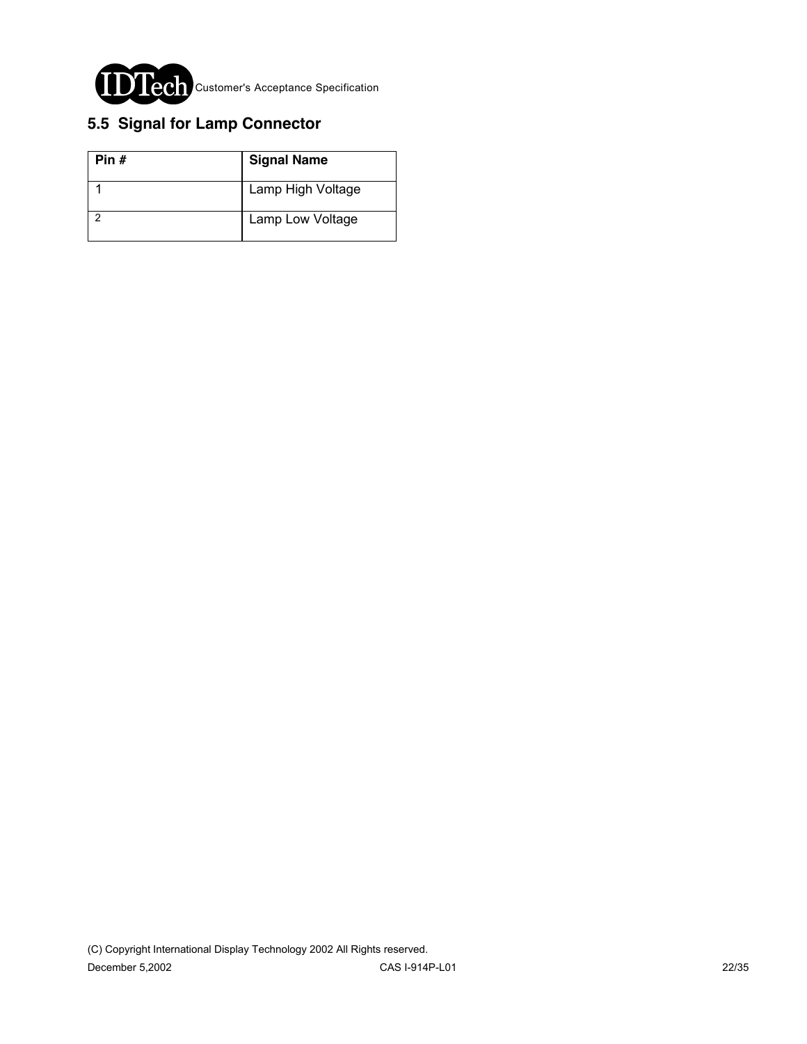## 5.5 Signal for Lamp Connector

| Pin # | Signal Name |
|---|---|
| 1 | Lamp High Voltage |
| 2 | Lamp Low Voltage |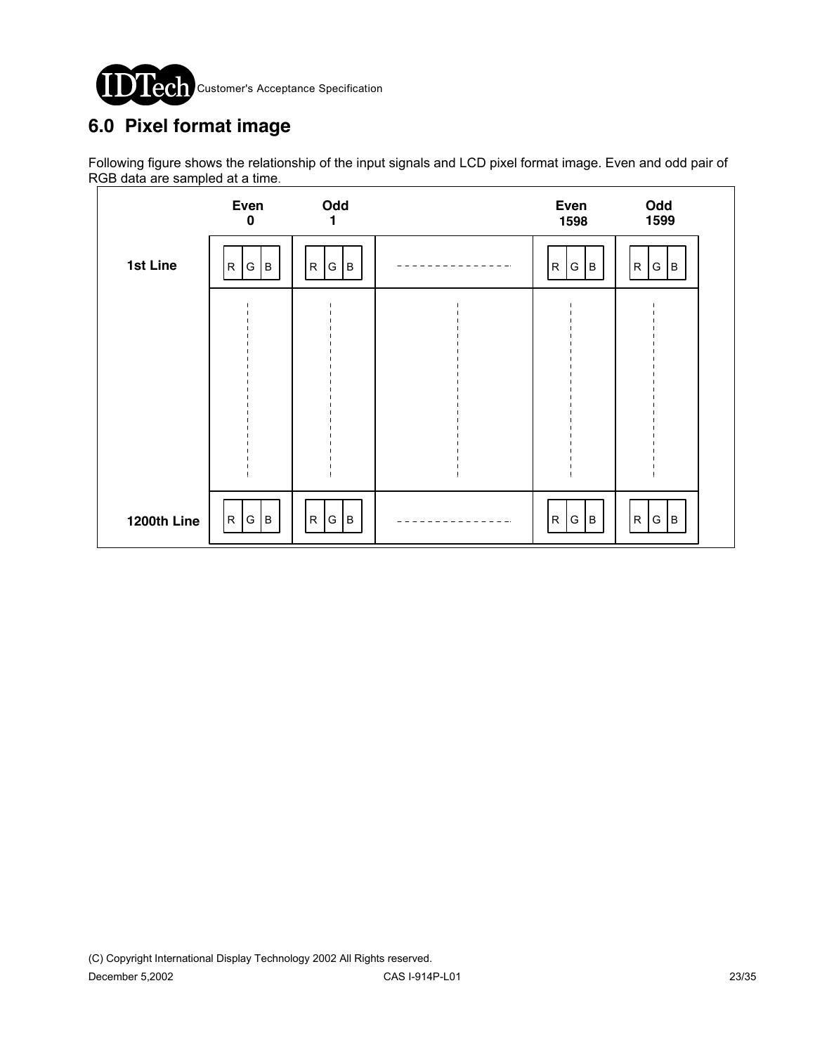## 6.0 Pixel format image

Following figure shows the relationship of the input signals and LCD pixel format image. Even and odd pair of RGB data are sampled at a time.

| | Even 0 | Odd 1 | | Even 1598 | Odd 1599 |
|---|---|---|---|---|---|
| 1st Line | R G B | R G B | - - - - - - - - | R G B | R G B |
| | ⋮ | ⋮ | ⋮ | ⋮ | ⋮ |
| 1200th Line | R G B | R G B | - - - - - - - - | R G B | R G B |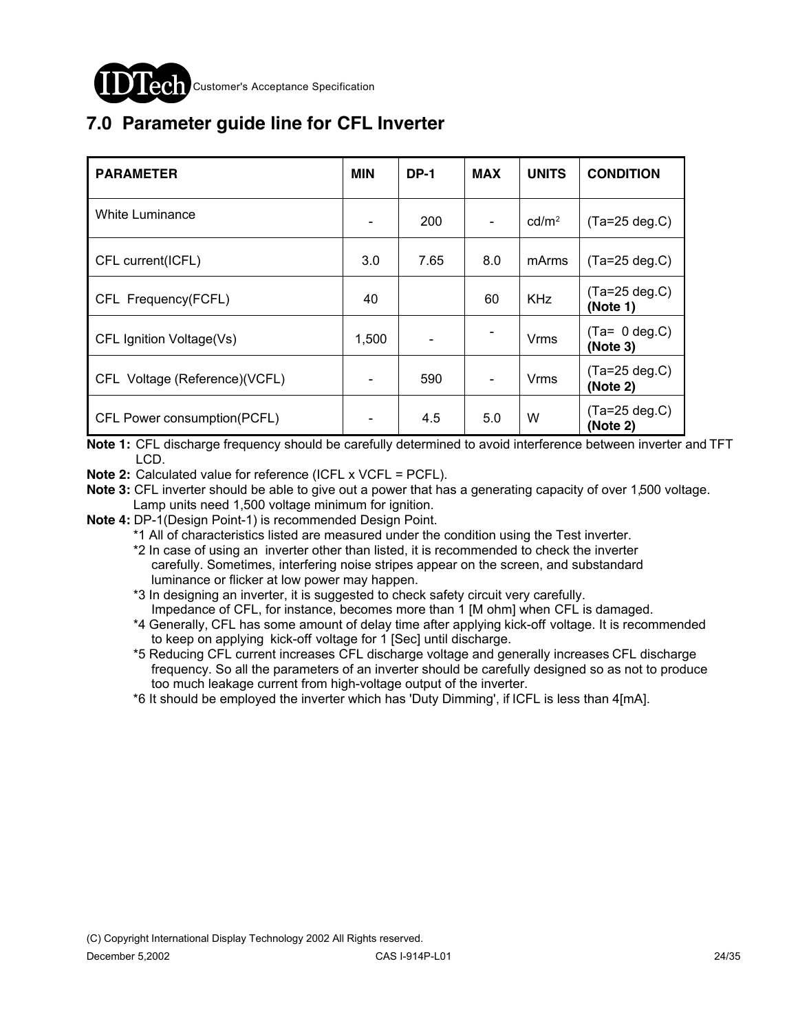# 7.0 Parameter guide line for CFL Inverter

| PARAMETER | MIN | DP-1 | MAX | UNITS | CONDITION |
|---|---|---|---|---|---|
| White Luminance | - | 200 | - | $cd/m^2$ | (Ta=25 deg.C) |
| CFL current(ICFL) | 3.0 | 7.65 | 8.0 | mArms | (Ta=25 deg.C) |
| CFL Frequency(FCFL) | 40 | | 60 | KHz | (Ta=25 deg.C) **(Note 1)** |
| CFL Ignition Voltage(Vs) | 1,500 | - | - | Vrms | (Ta= 0 deg.C) **(Note 3)** |
| CFL Voltage (Reference)(VCFL) | - | 590 | - | Vrms | (Ta=25 deg.C) **(Note 2)** |
| CFL Power consumption(PCFL) | - | 4.5 | 5.0 | W | (Ta=25 deg.C) **(Note 2)** |

**Note 1:** CFL discharge frequency should be carefully determined to avoid interference between inverter and TFT LCD.

**Note 2:** Calculated value for reference (ICFL x VCFL = PCFL).

**Note 3:** CFL inverter should be able to give out a power that has a generating capacity of over 1,500 voltage. Lamp units need 1,500 voltage minimum for ignition.

**Note 4:** DP-1(Design Point-1) is recommended Design Point.

*1 All of characteristics listed are measured under the condition using the Test inverter.

*2 In case of using an inverter other than listed, it is recommended to check the inverter carefully. Sometimes, interfering noise stripes appear on the screen, and substandard luminance or flicker at low power may happen.

*3 In designing an inverter, it is suggested to check safety circuit very carefully. Impedance of CFL, for instance, becomes more than 1 [M ohm] when CFL is damaged.

*4 Generally, CFL has some amount of delay time after applying kick-off voltage. It is recommended to keep on applying kick-off voltage for 1 [Sec] until discharge.

*5 Reducing CFL current increases CFL discharge voltage and generally increases CFL discharge frequency. So all the parameters of an inverter should be carefully designed so as not to produce too much leakage current from high-voltage output of the inverter.

*6 It should be employed the inverter which has 'Duty Dimming', if ICFL is less than 4[mA].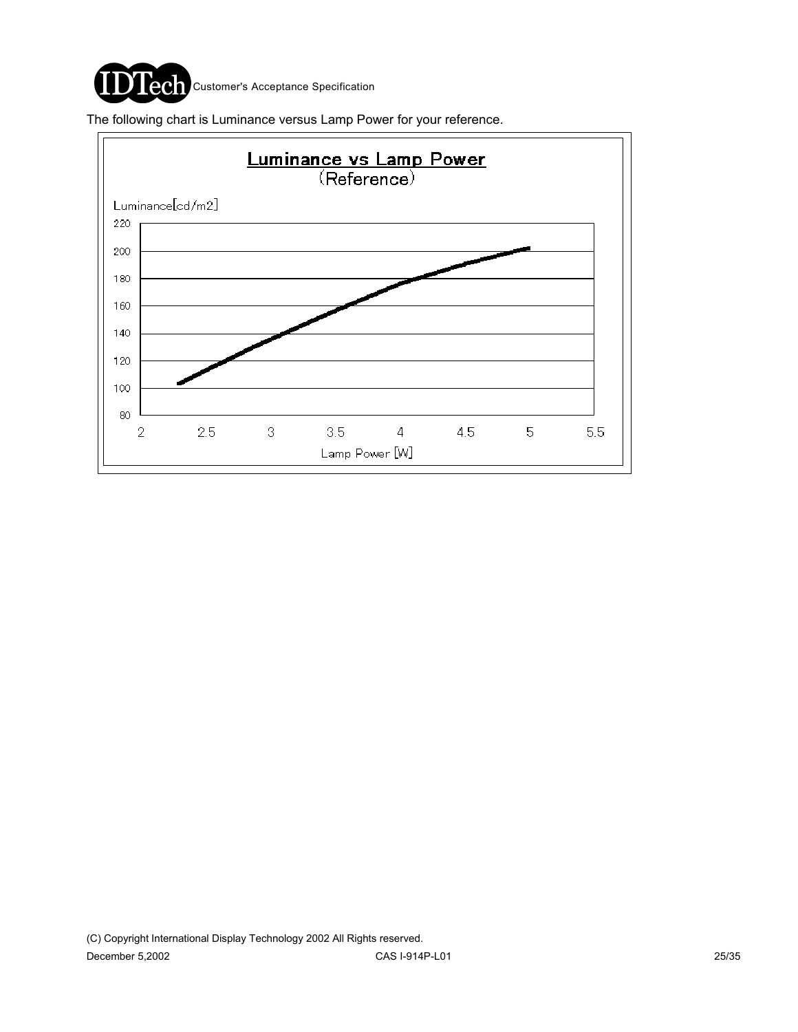The following chart is Luminance versus Lamp Power for your reference.

**Luminance vs Lamp Power**
(Reference)

Luminance[cd/m2]

Lamp Power [W]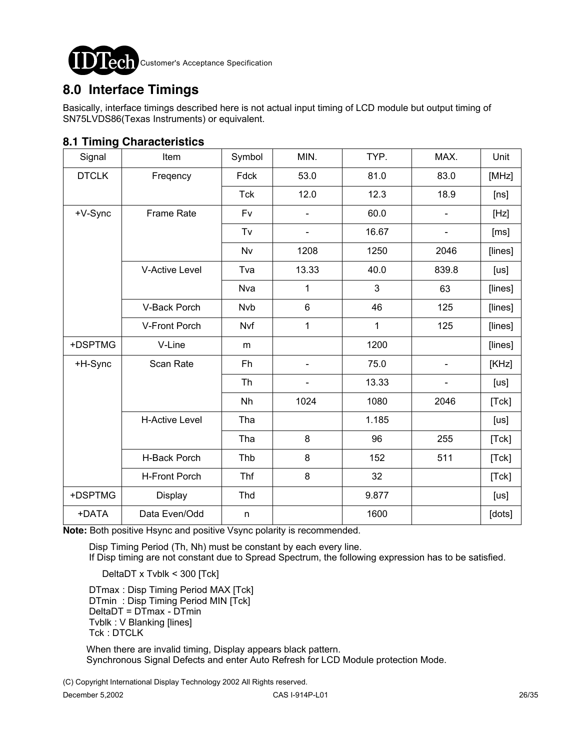## 8.0 Interface Timings

Basically, interface timings described here is not actual input timing of LCD module but output timing of SN75LVDS86(Texas Instruments) or equivalent.

### 8.1 Timing Characteristics

| Signal | Item | Symbol | MIN. | TYP. | MAX. | Unit |
|---|---|---|---|---|---|---|
| DTCLK | Freqency | Fdck | 53.0 | 81.0 | 83.0 | [MHz] |
| | | Tck | 12.0 | 12.3 | 18.9 | [ns] |
| +V-Sync | Frame Rate | Fv | - | 60.0 | - | [Hz] |
| | | Tv | - | 16.67 | - | [ms] |
| | | Nv | 1208 | 1250 | 2046 | [lines] |
| | V-Active Level | Tva | 13.33 | 40.0 | 839.8 | [us] |
| | | Nva | 1 | 3 | 63 | [lines] |
| | V-Back Porch | Nvb | 6 | 46 | 125 | [lines] |
| | V-Front Porch | Nvf | 1 | 1 | 125 | [lines] |
| +DSPTMG | V-Line | m | | 1200 | | [lines] |
| +H-Sync | Scan Rate | Fh | - | 75.0 | - | [KHz] |
| | | Th | - | 13.33 | - | [us] |
| | | Nh | 1024 | 1080 | 2046 | [Tck] |
| | H-Active Level | Tha | | 1.185 | | [us] |
| | | Tha | 8 | 96 | 255 | [Tck] |
| | H-Back Porch | Thb | 8 | 152 | 511 | [Tck] |
| | H-Front Porch | Thf | 8 | 32 | | [Tck] |
| +DSPTMG | Display | Thd | | 9.877 | | [us] |
| +DATA | Data Even/Odd | n | | 1600 | | [dots] |

**Note:** Both positive Hsync and positive Vsync polarity is recommended.

Disp Timing Period (Th, Nh) must be constant by each every line.
If Disp timing are not constant due to Spread Spectrum, the following expression has to be satisfied.

DeltaDT x Tvblk < 300 [Tck]

DTmax : Disp Timing Period MAX [Tck]
DTmin : Disp Timing Period MIN [Tck]
DeltaDT = DTmax - DTmin
Tvblk : V Blanking [lines]
Tck : DTCLK

When there are invalid timing, Display appears black pattern.
Synchronous Signal Defects and enter Auto Refresh for LCD Module protection Mode.

(C) Copyright International Display Technology 2002 All Rights reserved.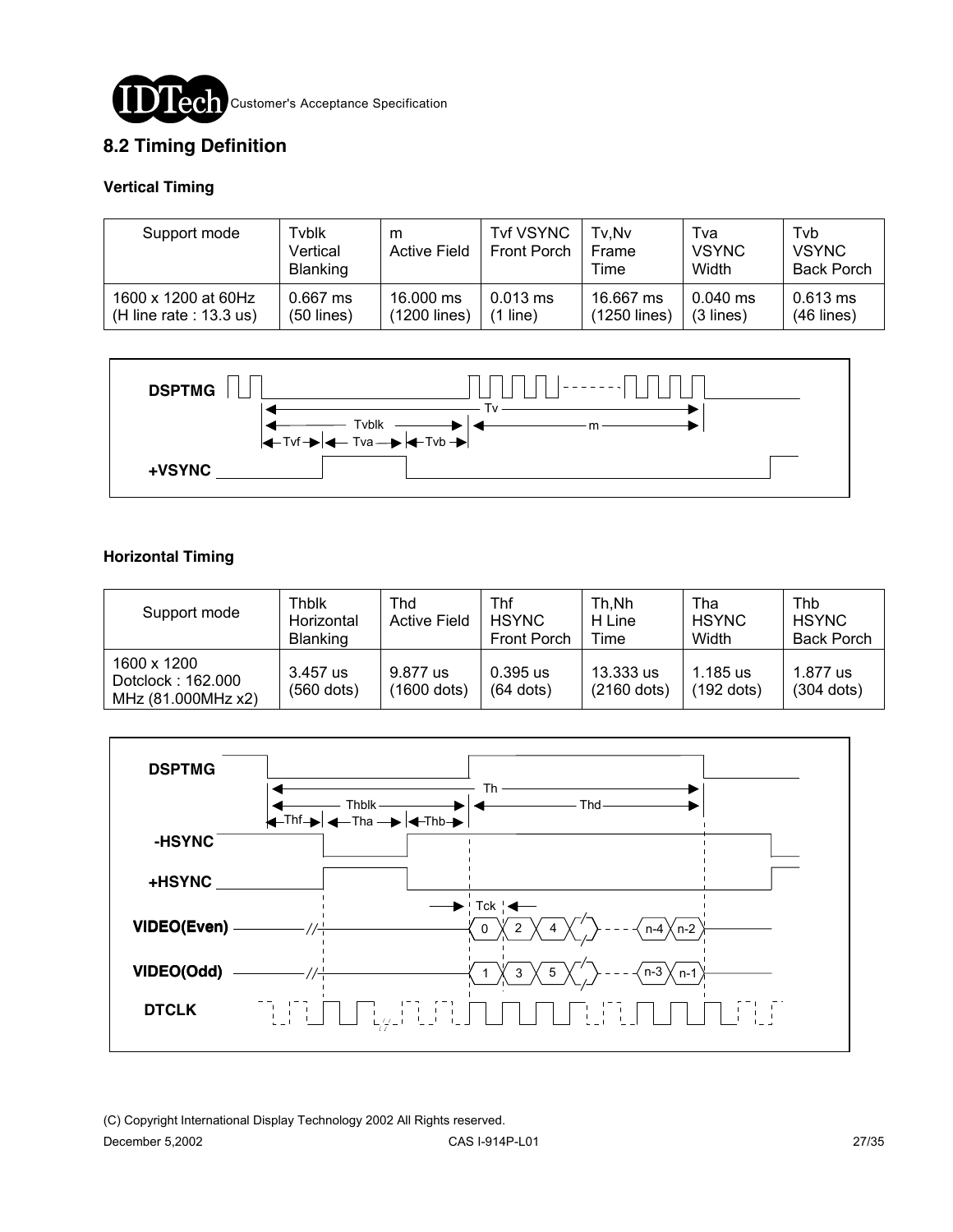## 8.2 Timing Definition

### Vertical Timing

| Support mode | Tvblk Vertical Blanking | m Active Field | Tvf VSYNC Front Porch | Tv,Nv Frame Time | Tva VSYNC Width | Tvb VSYNC Back Porch |
|---|---|---|---|---|---|---|
| 1600 x 1200 at 60Hz (H line rate : 13.3 us) | 0.667 ms (50 lines) | 16.000 ms (1200 lines) | 0.013 ms (1 line) | 16.667 ms (1250 lines) | 0.040 ms (3 lines) | 0.613 ms (46 lines) |

### Horizontal Timing

| Support mode | Thblk Horizontal Blanking | Thd Active Field | Thf HSYNC Front Porch | Th,Nh H Line Time | Tha HSYNC Width | Thb HSYNC Back Porch |
|---|---|---|---|---|---|---|
| 1600 x 1200 Dotclock : 162.000 MHz (81.000MHz x2) | 3.457 us (560 dots) | 9.877 us (1600 dots) | 0.395 us (64 dots) | 13.333 us (2160 dots) | 1.185 us (192 dots) | 1.877 us (304 dots) |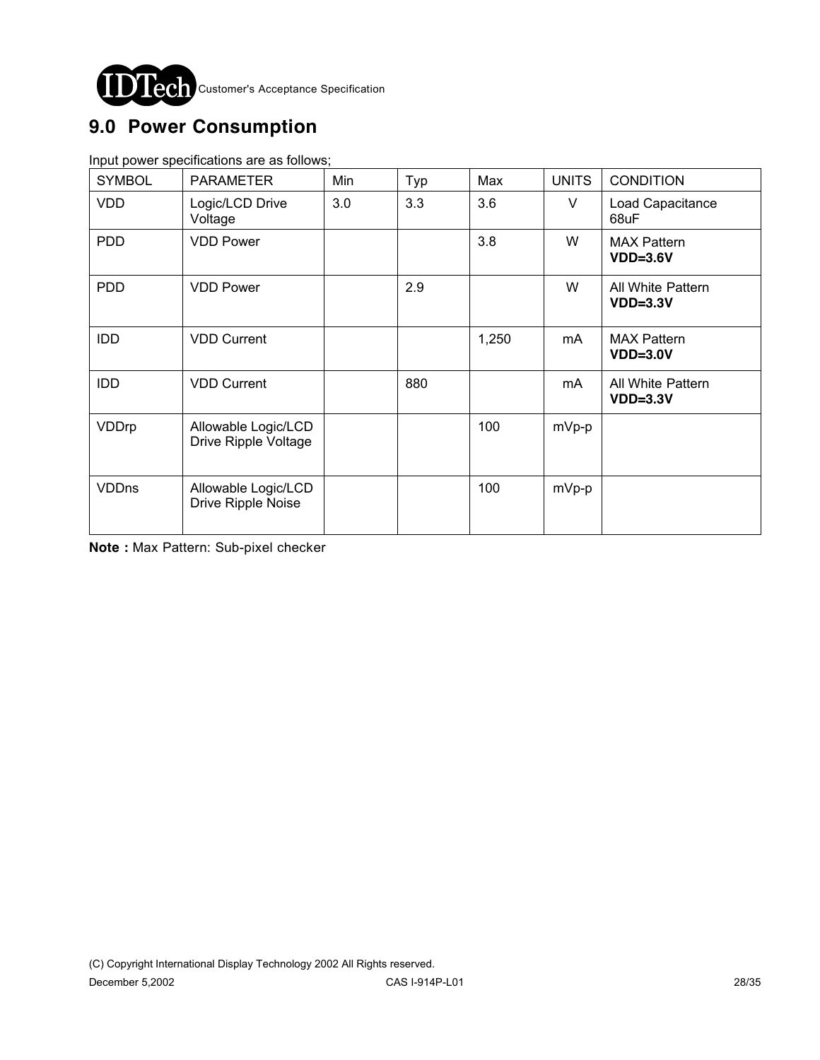## 9.0 Power Consumption

Input power specifications are as follows;

| SYMBOL | PARAMETER | Min | Typ | Max | UNITS | CONDITION |
|---|---|---|---|---|---|---|
| VDD | Logic/LCD Drive Voltage | 3.0 | 3.3 | 3.6 | V | Load Capacitance 68uF |
| PDD | VDD Power | | | 3.8 | W | MAX Pattern **VDD=3.6V** |
| PDD | VDD Power | | 2.9 | | W | All White Pattern **VDD=3.3V** |
| IDD | VDD Current | | | 1,250 | mA | MAX Pattern **VDD=3.0V** |
| IDD | VDD Current | | 880 | | mA | All White Pattern **VDD=3.3V** |
| VDDrp | Allowable Logic/LCD Drive Ripple Voltage | | | 100 | mVp-p | |
| VDDns | Allowable Logic/LCD Drive Ripple Noise | | | 100 | mVp-p | |

**Note :** Max Pattern: Sub-pixel checker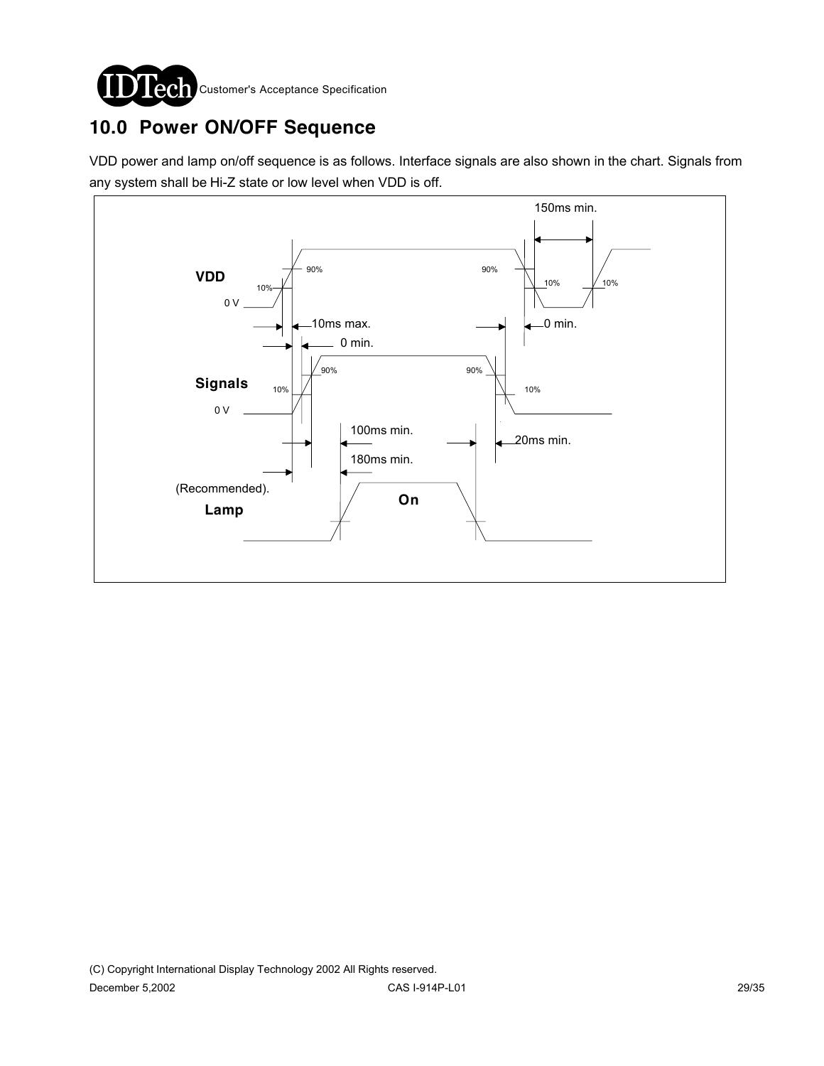## 10.0 Power ON/OFF Sequence

VDD power and lamp on/off sequence is as follows. Interface signals are also shown in the chart. Signals from any system shall be Hi-Z state or low level when VDD is off.

150ms min.

VDD

90% 90%

10% 10% 10%

0 V

10ms max. 0 min.

0 min.

Signals

90% 90%

10% 10%

0 V

100ms min.

20ms min.

180ms min.

(Recommended).

Lamp

On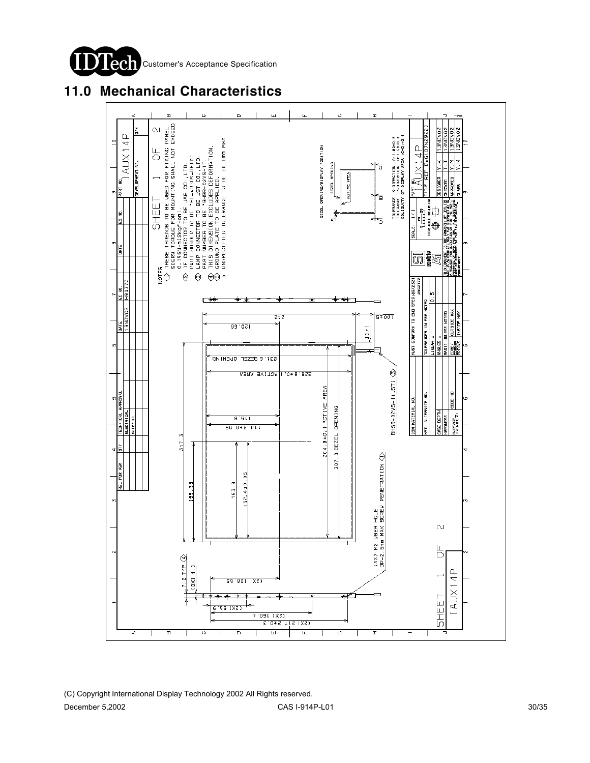# 11.0 Mechanical Characteristics

NOTES

1. THESE THREADS TO BE USED FOR FIXING PANEL. SCREW TORQUE FOR MOUNTING SHALL NOT EXCEED 0.196N-m(2kgf-cm).
2. IF CONNECTOR TO BE JAE CO.,LTD. PART NUMBER TO BE "FI-XB30SL-HF10"
3. LAMP CONNECTOR TO BE JST CO.,LTD. PART NUMBER TO BE "BHSR-02VS-1"
4. THIS DIMENSION EXCLUDES DEFORMATION.
5. GROUND PLATE TO BE APPLIED.
6. UNSPECIFIED TOLERANCE TO BE ±0.5mm MAX

SHEET 1 OF 2

IAUX14P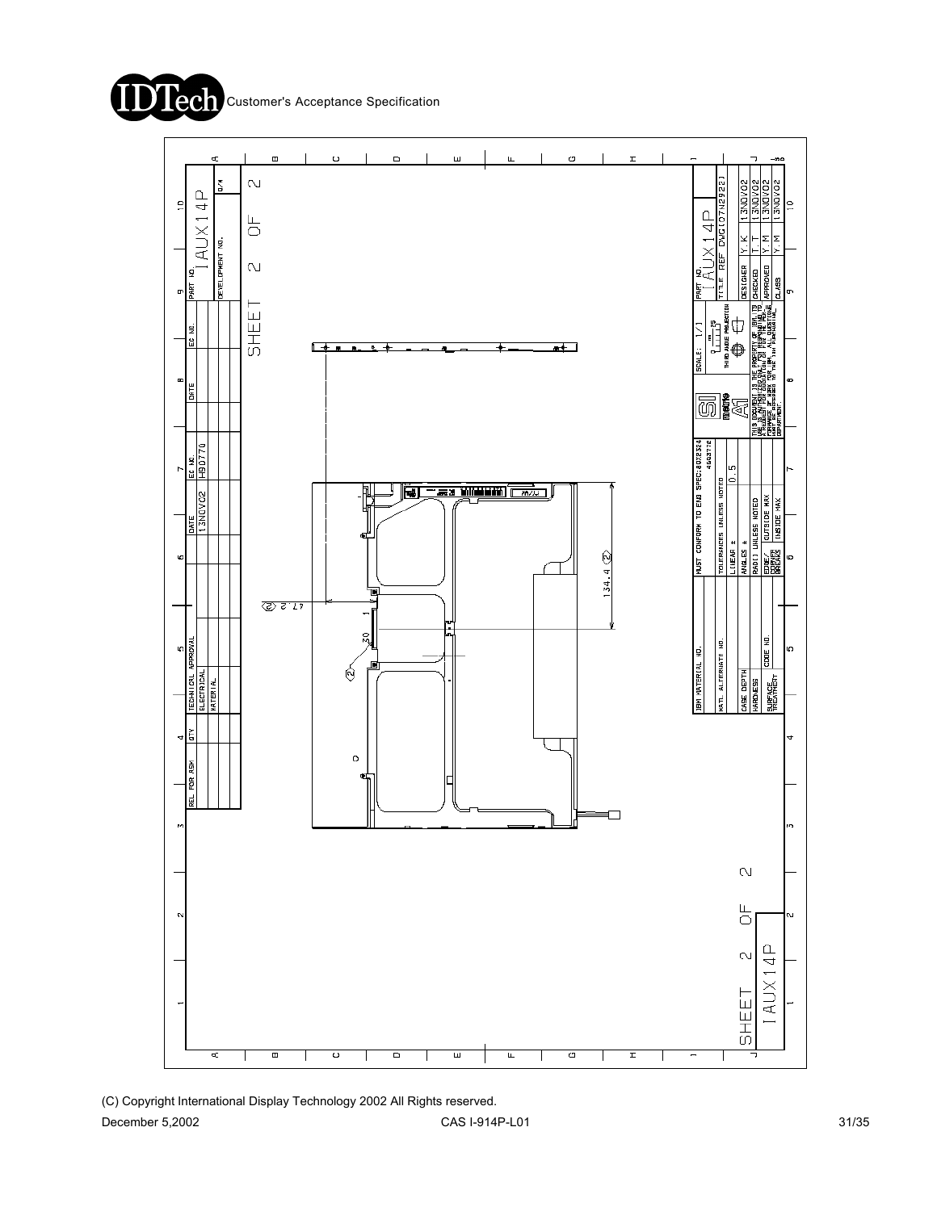SHEET 2 OF 2

| REL FOR RSW | QTY | TECHNICAL APPROVAL | DATE | EC NO. | DATE | EC NO. | PART NO. | IAUX14P |
|---|---|---|---|---|---|---|---|---|
| | | ELECTRICAL | 13NOV02 | H9D770 | | | DEVELOPMENT NO. | |
| | | MATERIAL | | | | | | |

47.3 (2)

30

134.4 (2)

| IBM MATERIAL NO. | MUST CONFORM TO ENG SPEC: 6072324 / 4643776 |
|---|---|
| MATL ALTERNATE NO. | TOLERANCES UNLESS NOTED |
| | LINEAR ± 0.5 |
| CASE DEPTH | ANGLES ± |
| HARDNESS | RADII UNLESS NOTED |
| SURFACE TREATMENT / CODE NO. | EDGE/CORNER BREAKS: OUTSIDE MAX / INSIDE MAX |

SCALE: 1/1

THIRD ANGLE PROJECTION

THIS DOCUMENT IS THE PROPERTY OF IBM, LTD AND IS LOANED FOR DESIGN PURPOSES ONLY. ALL QUESTIONS MUST BE REFERRED TO THE IBM PURCHASING DEPARTMENT.

| PART NO. | IAUX14P | |
|---|---|---|
| TITLE | REF DWG(07N2922) | |
| DESIGNER | Y.K | 13NOV02 |
| CHECKED | T.T | 13NOV02 |
| APPROVED | Y.M | 13NOV02 |
| CLASS | Y.M | 13NOV02 |

SHEET 2 OF 2

IAUX14P

(C) Copyright International Display Technology 2002 All Rights reserved.

December 5,2002 CAS I-914P-L01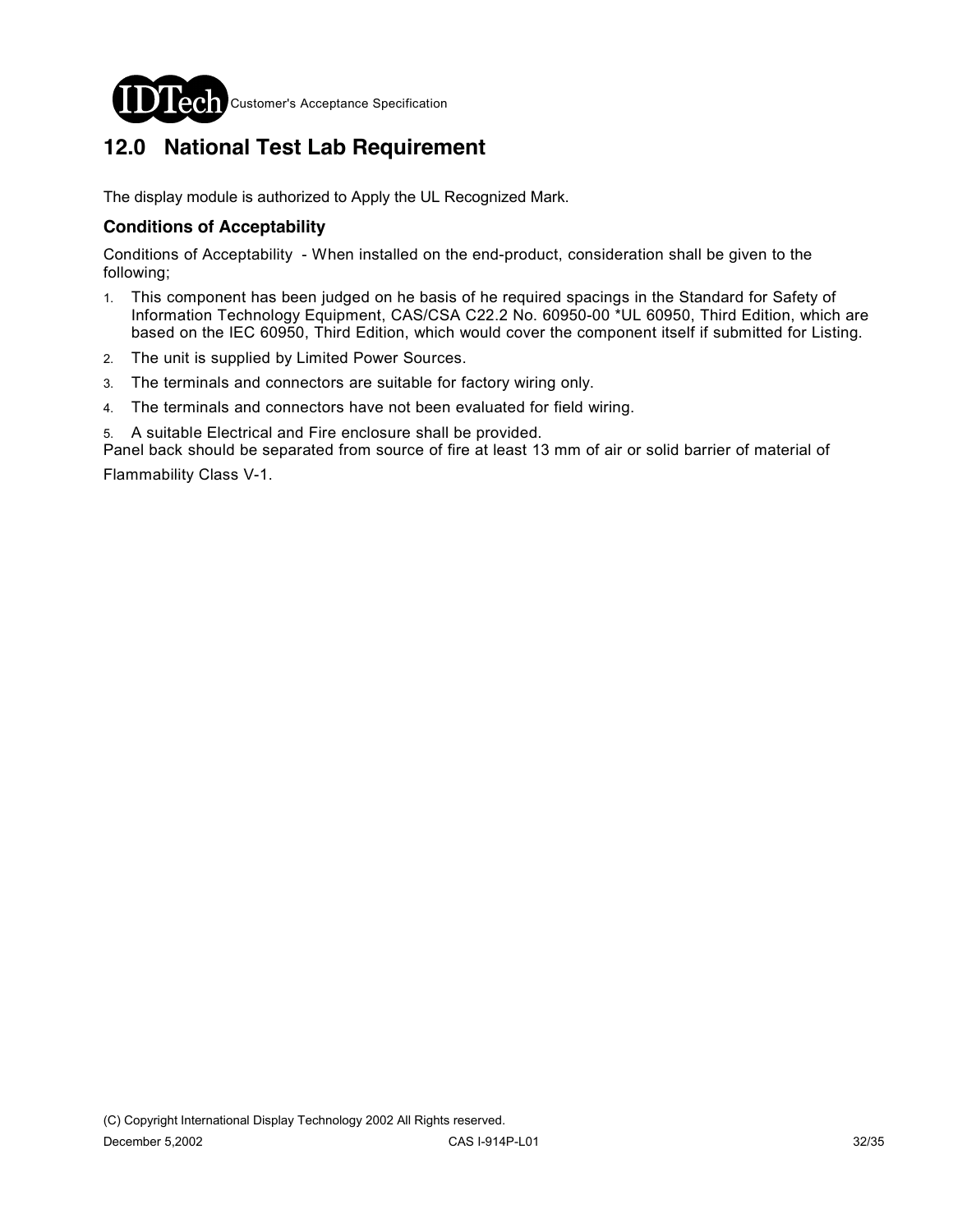## 12.0 National Test Lab Requirement

The display module is authorized to Apply the UL Recognized Mark.

### Conditions of Acceptability

Conditions of Acceptability - When installed on the end-product, consideration shall be given to the following;

1. This component has been judged on he basis of he required spacings in the Standard for Safety of Information Technology Equipment, CAS/CSA C22.2 No. 60950-00 *UL 60950, Third Edition, which are based on the IEC 60950, Third Edition, which would cover the component itself if submitted for Listing.
2. The unit is supplied by Limited Power Sources.
3. The terminals and connectors are suitable for factory wiring only.
4. The terminals and connectors have not been evaluated for field wiring.
5. A suitable Electrical and Fire enclosure shall be provided.

Panel back should be separated from source of fire at least 13 mm of air or solid barrier of material of Flammability Class V-1.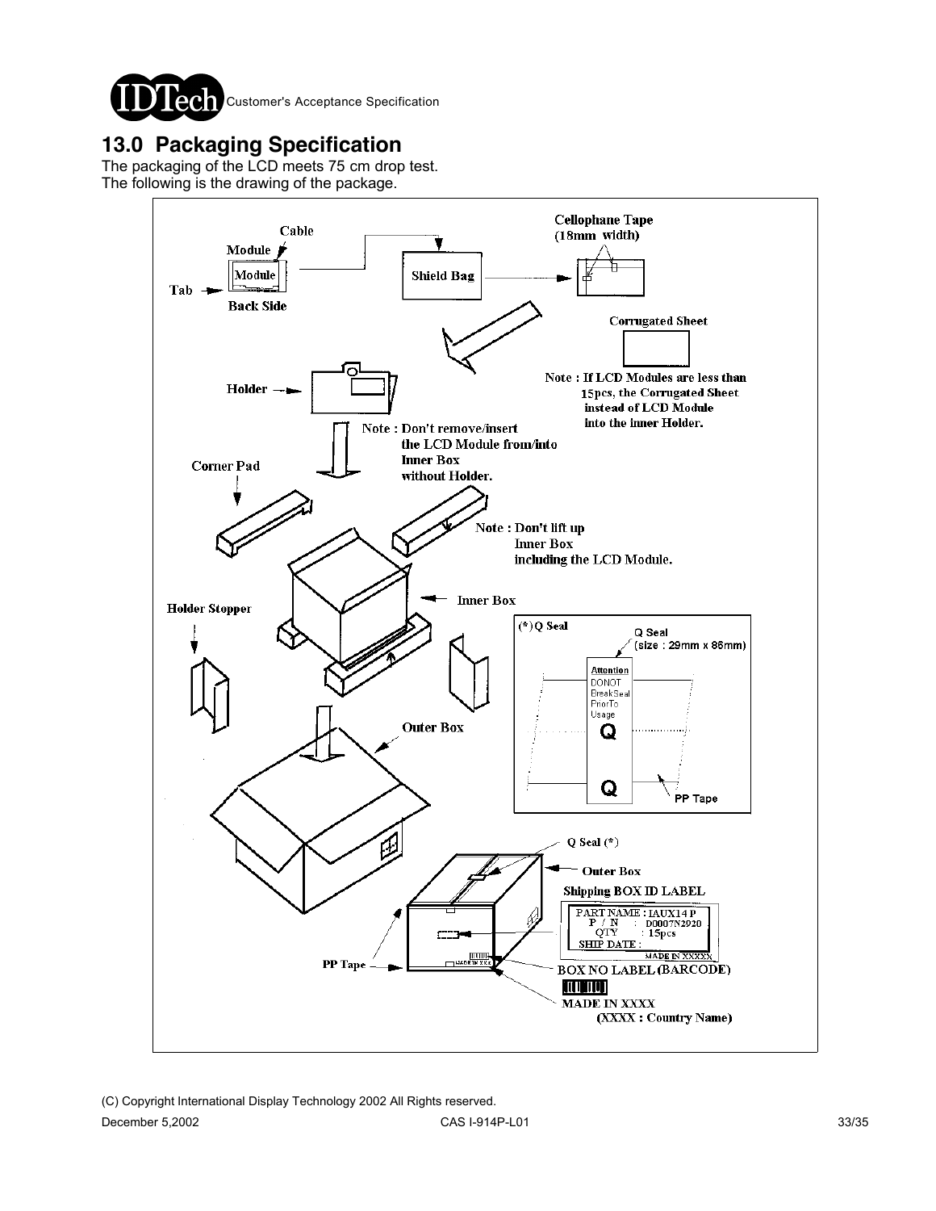# 13.0 Packaging Specification

The packaging of the LCD meets 75 cm drop test.
The following is the drawing of the package.

Cable
Module
Module
Tab
Back Side
Shield Bag
Cellophane Tape (18mm width)
Corrugated Sheet
Note : If LCD Modules are less than 15pcs, the Corrugated Sheet instead of LCD Module into the inner Holder.
Holder
Note : Don't remove/insert the LCD Module from/into Inner Box without Holder.
Corner Pad
Note : Don't lift up Inner Box including the LCD Module.
Inner Box
Holder Stopper
(*) Q Seal
Q Seal (size : 29mm x 86mm)
Attention
DO NOT Break Seal Prior To Usage
Q
Q
PP Tape
Outer Box
Q Seal (*)
Outer Box
Shipping BOX ID LABEL

PART NAME : IAUX14 P
P / N : D0007N2920
QTY : 15pcs
SHIP DATE :
MADE IN XXXXX

PP Tape
BOX NO LABEL (BARCODE)
MADE IN XXXX
(XXXX : Country Name)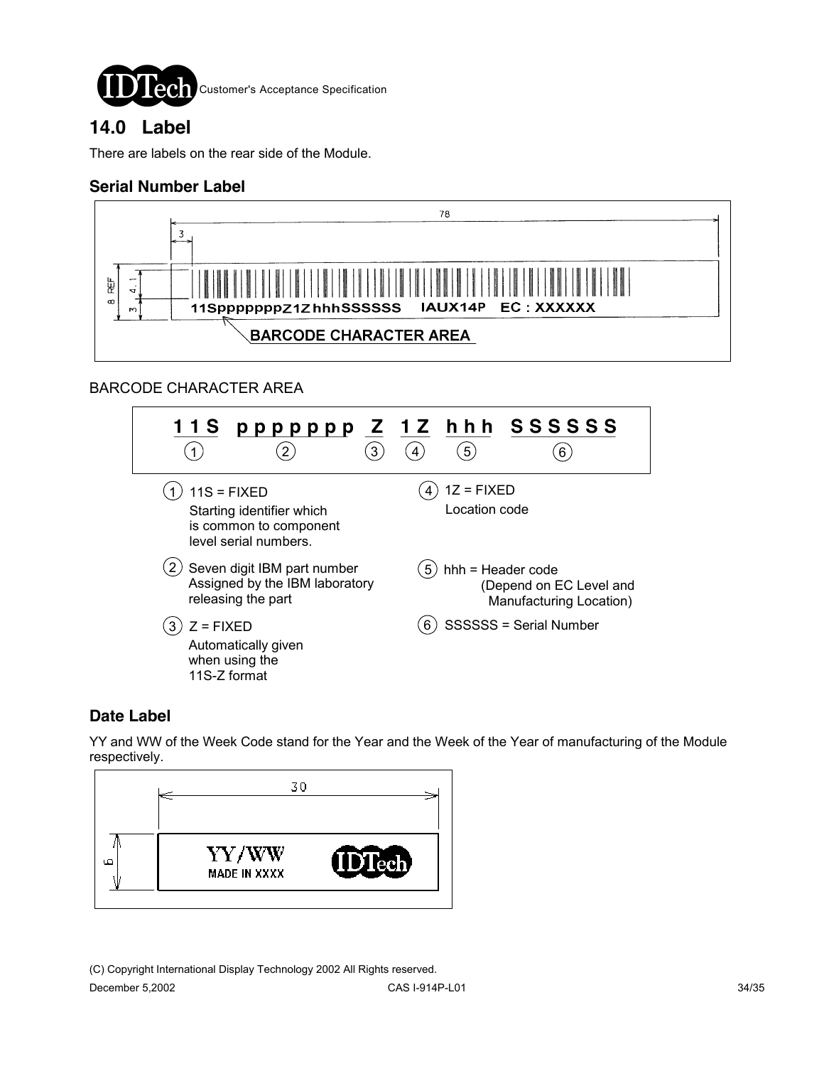## 14.0 Label

There are labels on the rear side of the Module.

### Serial Number Label

78

3

8 REF 4.1 3

11SpppppppZ1Z hhhSSSSSS IAUX14P EC : XXXXXX

BARCODE CHARACTER AREA

BARCODE CHARACTER AREA

**11S pppppppp Z 1Z hhh SSSSSS**
① ② ③ ④ ⑤ ⑥

① 11S = FIXED
Starting identifier which is common to component level serial numbers.

② Seven digit IBM part number Assigned by the IBM laboratory releasing the part

③ Z = FIXED
Automatically given when using the 11S-Z format

④ 1Z = FIXED
Location code

⑤ hhh = Header code
(Depend on EC Level and Manufacturing Location)

⑥ SSSSSS = Serial Number

### Date Label

YY and WW of the Week Code stand for the Year and the Week of the Year of manufacturing of the Module respectively.

30

6

YY/WW
MADE IN XXXX

IDTech

(C) Copyright International Display Technology 2002 All Rights reserved.

December 5,2002 CAS I-914P-L01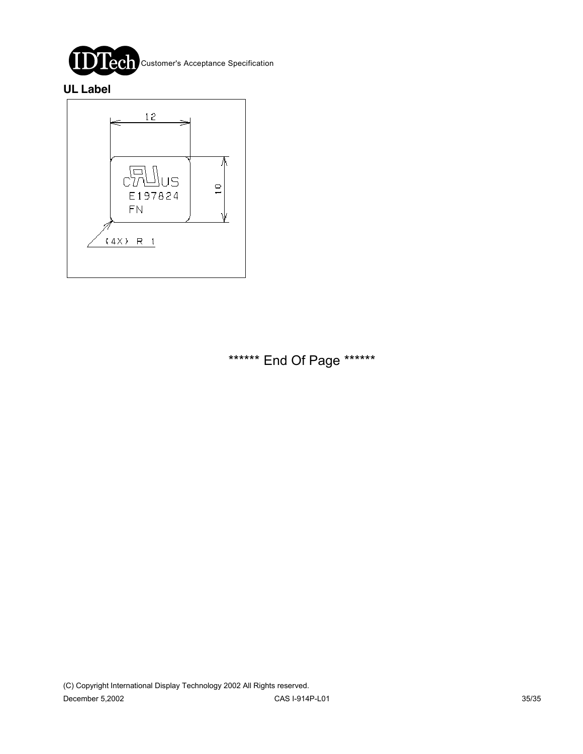**UL Label**

12

10

c US
E197824
FN

(4X) R 1

****** End Of Page ******

(C) Copyright International Display Technology 2002 All Rights reserved.

December 5,2002 CAS I-914P-L01